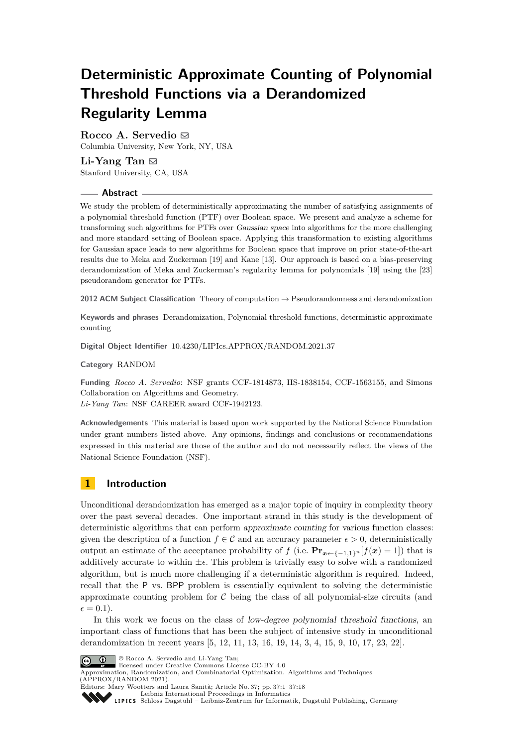# Deterministic Approximate Counting of Polynomial Threshold Functions via a Derandomized Regularity Lemma

**Rocco A. Servedio** ✉
Columbia University, New York, NY, USA

**Li-Yang Tan** ✉
Stanford University, CA, USA

## Abstract

We study the problem of deterministically approximating the number of satisfying assignments of a polynomial threshold function (PTF) over Boolean space. We present and analyze a scheme for transforming such algorithms for PTFs over *Gaussian space* into algorithms for the more challenging and more standard setting of Boolean space. Applying this transformation to existing algorithms for Gaussian space leads to new algorithms for Boolean space that improve on prior state-of-the-art results due to Meka and Zuckerman [19] and Kane [13]. Our approach is based on a bias-preserving derandomization of Meka and Zuckerman's regularity lemma for polynomials [19] using the [23] pseudorandom generator for PTFs.

**2012 ACM Subject Classification** Theory of computation → Pseudorandomness and derandomization

**Keywords and phrases** Derandomization, Polynomial threshold functions, deterministic approximate counting

**Digital Object Identifier** 10.4230/LIPIcs.APPROX/RANDOM.2021.37

**Category** RANDOM

**Funding** *Rocco A. Servedio*: NSF grants CCF-1814873, IIS-1838154, CCF-1563155, and Simons Collaboration on Algorithms and Geometry.
*Li-Yang Tan*: NSF CAREER award CCF-1942123.

**Acknowledgements** This material is based upon work supported by the National Science Foundation under grant numbers listed above. Any opinions, findings and conclusions or recommendations expressed in this material are those of the author and do not necessarily reflect the views of the National Science Foundation (NSF).

## 1 Introduction

Unconditional derandomization has emerged as a major topic of inquiry in complexity theory over the past several decades. One important strand in this study is the development of deterministic algorithms that can perform *approximate counting* for various function classes: given the description of a function $f \in \mathcal{C}$ and an accuracy parameter $\epsilon > 0$, deterministically output an estimate of the acceptance probability of $f$ (i.e. $\mathbf{Pr}_{\boldsymbol{x} \leftarrow \{-1,1\}^n}[f(\boldsymbol{x}) = 1]$) that is additively accurate to within $\pm\epsilon$. This problem is trivially easy to solve with a randomized algorithm, but is much more challenging if a deterministic algorithm is required. Indeed, recall that the P vs. BPP problem is essentially equivalent to solving the deterministic approximate counting problem for $\mathcal{C}$ being the class of all polynomial-size circuits (and $\epsilon = 0.1$).

In this work we focus on the class of *low-degree polynomial threshold functions*, an important class of functions that has been the subject of intensive study in unconditional derandomization in recent years [5, 12, 11, 13, 16, 19, 14, 3, 4, 15, 9, 10, 17, 23, 22].

© Rocco A. Servedio and Li-Yang Tan;
licensed under Creative Commons License CC-BY 4.0
Approximation, Randomization, and Combinatorial Optimization. Algorithms and Techniques (APPROX/RANDOM 2021).
Editors: Mary Wootters and Laura Sanità; Article No. 37; pp. 37:1–37:18
Leibniz International Proceedings in Informatics
Schloss Dagstuhl – Leibniz-Zentrum für Informatik, Dagstuhl Publishing, Germany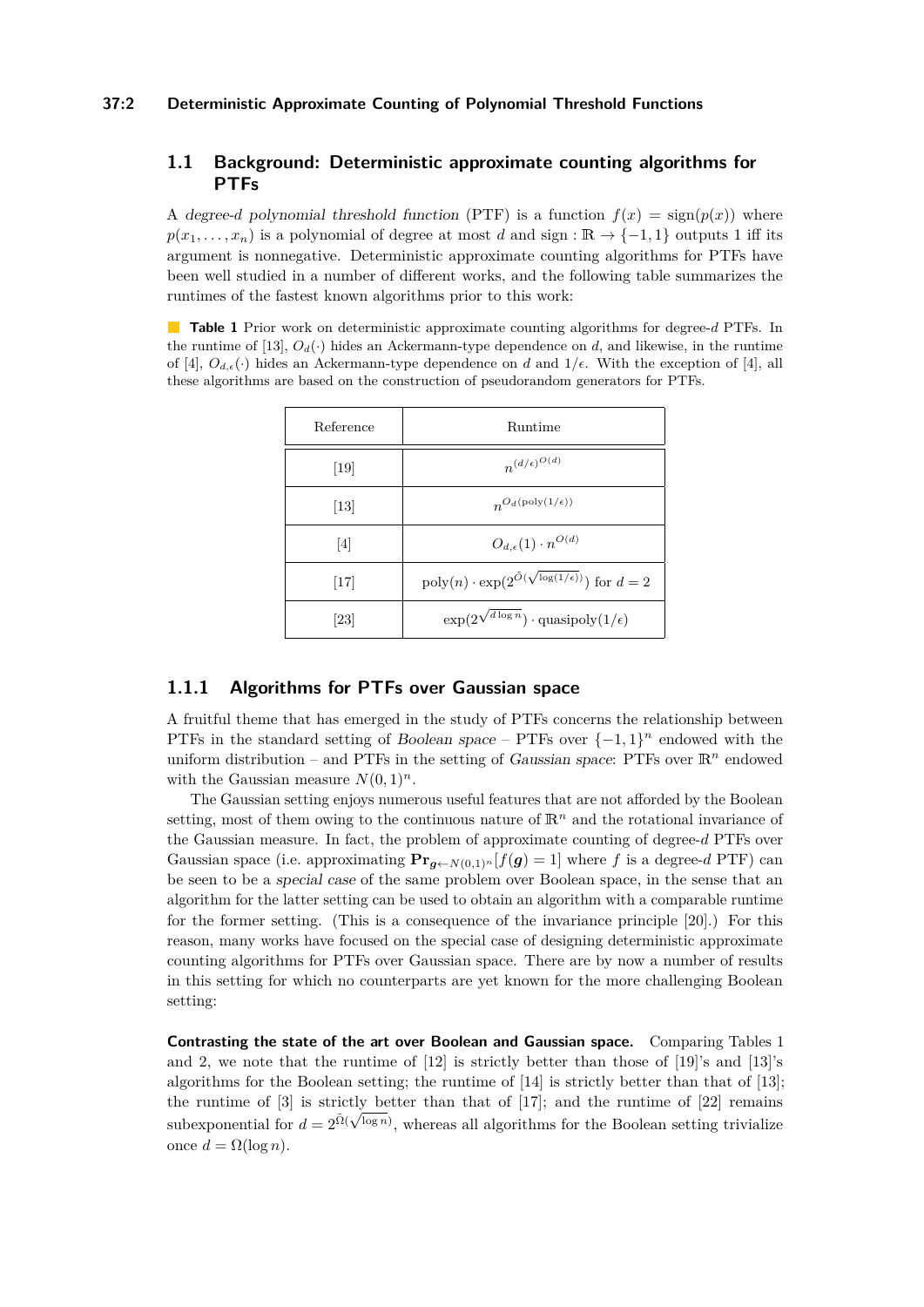## 1.1 Background: Deterministic approximate counting algorithms for PTFs

A *degree-$d$ polynomial threshold function* (PTF) is a function $f(x) = \mathrm{sign}(p(x))$ where $p(x_1, \ldots, x_n)$ is a polynomial of degree at most $d$ and $\mathrm{sign} : \mathbb{R} \to \{-1, 1\}$ outputs 1 iff its argument is nonnegative. Deterministic approximate counting algorithms for PTFs have been well studied in a number of different works, and the following table summarizes the runtimes of the fastest known algorithms prior to this work:

**Table 1** Prior work on deterministic approximate counting algorithms for degree-$d$ PTFs. In the runtime of [13], $O_d(\cdot)$ hides an Ackermann-type dependence on $d$, and likewise, in the runtime of [4], $O_{d,\epsilon}(\cdot)$ hides an Ackermann-type dependence on $d$ and $1/\epsilon$. With the exception of [4], all these algorithms are based on the construction of pseudorandom generators for PTFs.

| Reference | Runtime |
|---|---|
| [19] | $n^{(d/\epsilon)^{O(d)}}$ |
| [13] | $n^{O_d(\mathrm{poly}(1/\epsilon))}$ |
| [4] | $O_{d,\epsilon}(1) \cdot n^{O(d)}$ |
| [17] | $\mathrm{poly}(n) \cdot \exp(2^{\tilde{O}(\sqrt{\log(1/\epsilon)})})$ for $d = 2$ |
| [23] | $\exp(2^{\sqrt{d \log n}}) \cdot \mathrm{quasipoly}(1/\epsilon)$ |

### 1.1.1 Algorithms for PTFs over Gaussian space

A fruitful theme that has emerged in the study of PTFs concerns the relationship between PTFs in the standard setting of *Boolean space* – PTFs over $\{-1, 1\}^n$ endowed with the uniform distribution – and PTFs in the setting of *Gaussian space*: PTFs over $\mathbb{R}^n$ endowed with the Gaussian measure $N(0, 1)^n$.

The Gaussian setting enjoys numerous useful features that are not afforded by the Boolean setting, most of them owing to the continuous nature of $\mathbb{R}^n$ and the rotational invariance of the Gaussian measure. In fact, the problem of approximate counting of degree-$d$ PTFs over Gaussian space (i.e. approximating $\mathbf{Pr}_{\boldsymbol{g} \leftarrow N(0,1)^n}[f(\boldsymbol{g}) = 1]$ where $f$ is a degree-$d$ PTF) can be seen to be a *special case* of the same problem over Boolean space, in the sense that an algorithm for the latter setting can be used to obtain an algorithm with a comparable runtime for the former setting. (This is a consequence of the invariance principle [20].) For this reason, many works have focused on the special case of designing deterministic approximate counting algorithms for PTFs over Gaussian space. There are by now a number of results in this setting for which no counterparts are yet known for the more challenging Boolean setting:

**Contrasting the state of the art over Boolean and Gaussian space.** Comparing Tables 1 and 2, we note that the runtime of [12] is strictly better than those of [19]'s and [13]'s algorithms for the Boolean setting; the runtime of [14] is strictly better than that of [13]; the runtime of [3] is strictly better than that of [17]; and the runtime of [22] remains subexponential for $d = 2^{\tilde{\Omega}(\sqrt{\log n})}$, whereas all algorithms for the Boolean setting trivialize once $d = \Omega(\log n)$.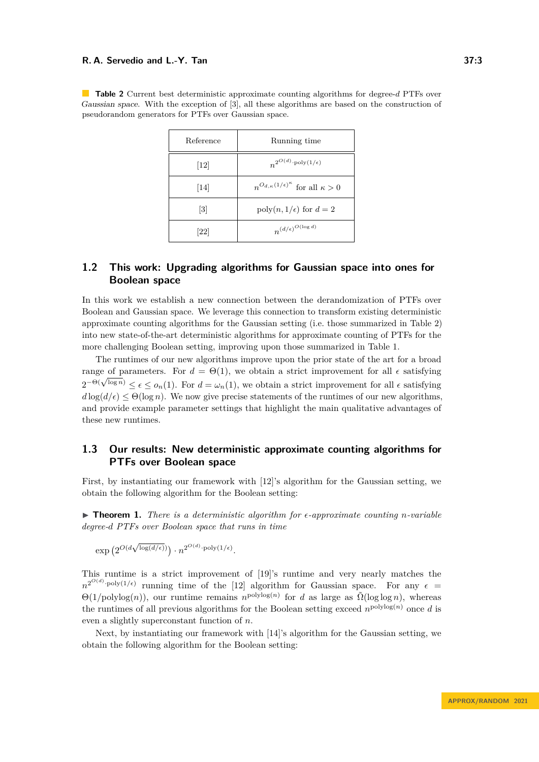**Table 2** Current best deterministic approximate counting algorithms for degree-$d$ PTFs over *Gaussian space*. With the exception of [3], all these algorithms are based on the construction of pseudorandom generators for PTFs over Gaussian space.

| Reference | Running time |
|---|---|
| [12] | $n^{2^{O(d)} \cdot \mathrm{poly}(1/\epsilon)}$ |
| [14] | $n^{O_{d,\kappa}(1/\epsilon)^{\kappa}}$ for all $\kappa > 0$ |
| [3] | $\mathrm{poly}(n, 1/\epsilon)$ for $d = 2$ |
| [22] | $n^{(d/\epsilon)^{O(\log d)}}$ |

## 1.2 This work: Upgrading algorithms for Gaussian space into ones for Boolean space

In this work we establish a new connection between the derandomization of PTFs over Boolean and Gaussian space. We leverage this connection to transform existing deterministic approximate counting algorithms for the Gaussian setting (i.e. those summarized in Table 2) into new state-of-the-art deterministic algorithms for approximate counting of PTFs for the more challenging Boolean setting, improving upon those summarized in Table 1.

The runtimes of our new algorithms improve upon the prior state of the art for a broad range of parameters. For $d = \Theta(1)$, we obtain a strict improvement for all $\epsilon$ satisfying $2^{-\Theta(\sqrt{\log n})} \leq \epsilon \leq o_n(1)$. For $d = \omega_n(1)$, we obtain a strict improvement for all $\epsilon$ satisfying $d \log(d/\epsilon) \leq \Theta(\log n)$. We now give precise statements of the runtimes of our new algorithms, and provide example parameter settings that highlight the main qualitative advantages of these new runtimes.

## 1.3 Our results: New deterministic approximate counting algorithms for PTFs over Boolean space

First, by instantiating our framework with [12]'s algorithm for the Gaussian setting, we obtain the following algorithm for the Boolean setting:

▶ **Theorem 1.** *There is a deterministic algorithm for $\epsilon$-approximate counting $n$-variable degree-$d$ PTFs over Boolean space that runs in time*

$$\exp\left(2^{O(d\sqrt{\log(d/\epsilon)})}\right) \cdot n^{2^{O(d)} \cdot \mathrm{poly}(1/\epsilon)}.$$

This runtime is a strict improvement of [19]'s runtime and very nearly matches the $n^{2^{O(d)} \cdot \mathrm{poly}(1/\epsilon)}$ running time of the [12] algorithm for Gaussian space. For any $\epsilon = \Theta(1/\mathrm{polylog}(n))$, our runtime remains $n^{\mathrm{polylog}(n)}$ for $d$ as large as $\tilde{\Omega}(\log \log n)$, whereas the runtimes of all previous algorithms for the Boolean setting exceed $n^{\mathrm{polylog}(n)}$ once $d$ is even a slightly superconstant function of $n$.

Next, by instantiating our framework with [14]'s algorithm for the Gaussian setting, we obtain the following algorithm for the Boolean setting: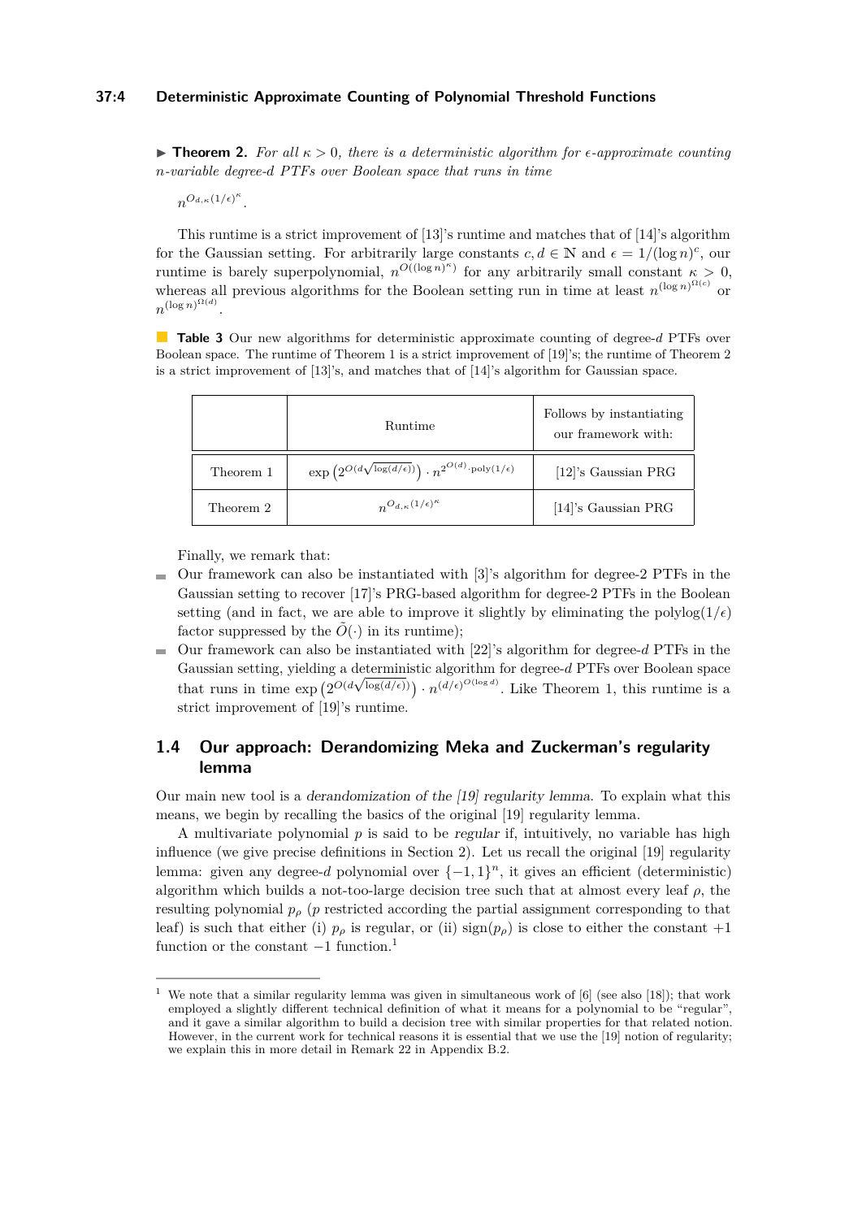▶ **Theorem 2.** *For all $\kappa > 0$, there is a deterministic algorithm for $\epsilon$-approximate counting $n$-variable degree-$d$ PTFs over Boolean space that runs in time*

$$n^{O_{d,\kappa}(1/\epsilon)^{\kappa}}.$$

This runtime is a strict improvement of [13]'s runtime and matches that of [14]'s algorithm for the Gaussian setting. For arbitrarily large constants $c, d \in \mathbb{N}$ and $\epsilon = 1/(\log n)^c$, our runtime is barely superpolynomial, $n^{O((\log n)^{\kappa})}$ for any arbitrarily small constant $\kappa > 0$, whereas all previous algorithms for the Boolean setting run in time at least $n^{(\log n)^{\Omega(c)}}$ or $n^{(\log n)^{\Omega(d)}}$.

**Table 3** Our new algorithms for deterministic approximate counting of degree-$d$ PTFs over Boolean space. The runtime of Theorem 1 is a strict improvement of [19]'s; the runtime of Theorem 2 is a strict improvement of [13]'s, and matches that of [14]'s algorithm for Gaussian space.

| | Runtime | Follows by instantiating our framework with: |
|---|---|---|
| Theorem 1 | $\exp\left(2^{O(d\sqrt{\log(d/\epsilon)})}\right) \cdot n^{2^{O(d)} \cdot \mathrm{poly}(1/\epsilon)}$ | [12]'s Gaussian PRG |
| Theorem 2 | $n^{O_{d,\kappa}(1/\epsilon)^{\kappa}}$ | [14]'s Gaussian PRG |

Finally, we remark that:

- Our framework can also be instantiated with [3]'s algorithm for degree-2 PTFs in the Gaussian setting to recover [17]'s PRG-based algorithm for degree-2 PTFs in the Boolean setting (and in fact, we are able to improve it slightly by eliminating the $\mathrm{polylog}(1/\epsilon)$ factor suppressed by the $\tilde{O}(\cdot)$ in its runtime);
- Our framework can also be instantiated with [22]'s algorithm for degree-$d$ PTFs in the Gaussian setting, yielding a deterministic algorithm for degree-$d$ PTFs over Boolean space that runs in time $\exp\left(2^{O(d\sqrt{\log(d/\epsilon)})}\right) \cdot n^{(d/\epsilon)^{O(\log d)}}$. Like Theorem 1, this runtime is a strict improvement of [19]'s runtime.

## 1.4 Our approach: Derandomizing Meka and Zuckerman's regularity lemma

Our main new tool is a *derandomization of the [19] regularity lemma*. To explain what this means, we begin by recalling the basics of the original [19] regularity lemma.

A multivariate polynomial $p$ is said to be *regular* if, intuitively, no variable has high influence (we give precise definitions in Section 2). Let us recall the original [19] regularity lemma: given any degree-$d$ polynomial over $\{-1, 1\}^n$, it gives an efficient (deterministic) algorithm which builds a not-too-large decision tree such that at almost every leaf $\rho$, the resulting polynomial $p_\rho$ ($p$ restricted according the partial assignment corresponding to that leaf) is such that either (i) $p_\rho$ is regular, or (ii) $\mathrm{sign}(p_\rho)$ is close to either the constant $+1$ function or the constant $-1$ function.[1]

[1] We note that a similar regularity lemma was given in simultaneous work of [6] (see also [18]); that work employed a slightly different technical definition of what it means for a polynomial to be "regular", and it gave a similar algorithm to build a decision tree with similar properties for that related notion. However, in the current work for technical reasons it is essential that we use the [19] notion of regularity; we explain this in more detail in Remark 22 in Appendix B.2.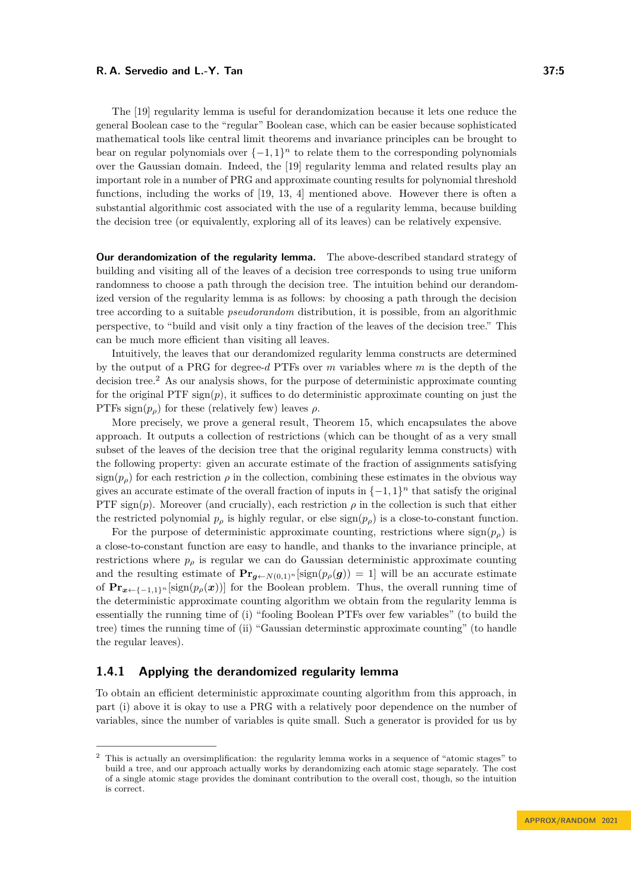The [19] regularity lemma is useful for derandomization because it lets one reduce the general Boolean case to the "regular" Boolean case, which can be easier because sophisticated mathematical tools like central limit theorems and invariance principles can be brought to bear on regular polynomials over $\{-1,1\}^n$ to relate them to the corresponding polynomials over the Gaussian domain. Indeed, the [19] regularity lemma and related results play an important role in a number of PRG and approximate counting results for polynomial threshold functions, including the works of [19, 13, 4] mentioned above. However there is often a substantial algorithmic cost associated with the use of a regularity lemma, because building the decision tree (or equivalently, exploring all of its leaves) can be relatively expensive.

**Our derandomization of the regularity lemma.** The above-described standard strategy of building and visiting all of the leaves of a decision tree corresponds to using true uniform randomness to choose a path through the decision tree. The intuition behind our derandomized version of the regularity lemma is as follows: by choosing a path through the decision tree according to a suitable *pseudorandom* distribution, it is possible, from an algorithmic perspective, to "build and visit only a tiny fraction of the leaves of the decision tree." This can be much more efficient than visiting all leaves.

Intuitively, the leaves that our derandomized regularity lemma constructs are determined by the output of a PRG for degree-$d$ PTFs over $m$ variables where $m$ is the depth of the decision tree.[2] As our analysis shows, for the purpose of deterministic approximate counting for the original PTF $\mathrm{sign}(p)$, it suffices to do deterministic approximate counting on just the PTFs $\mathrm{sign}(p_\rho)$ for these (relatively few) leaves $\rho$.

More precisely, we prove a general result, Theorem 15, which encapsulates the above approach. It outputs a collection of restrictions (which can be thought of as a very small subset of the leaves of the decision tree that the original regularity lemma constructs) with the following property: given an accurate estimate of the fraction of assignments satisfying $\mathrm{sign}(p_\rho)$ for each restriction $\rho$ in the collection, combining these estimates in the obvious way gives an accurate estimate of the overall fraction of inputs in $\{-1,1\}^n$ that satisfy the original PTF $\mathrm{sign}(p)$. Moreover (and crucially), each restriction $\rho$ in the collection is such that either the restricted polynomial $p_\rho$ is highly regular, or else $\mathrm{sign}(p_\rho)$ is a close-to-constant function.

For the purpose of deterministic approximate counting, restrictions where $\mathrm{sign}(p_\rho)$ is a close-to-constant function are easy to handle, and thanks to the invariance principle, at restrictions where $p_\rho$ is regular we can do Gaussian deterministic approximate counting and the resulting estimate of $\mathbf{Pr}_{\boldsymbol{g}\leftarrow N(0,1)^n}[\mathrm{sign}(p_\rho(\boldsymbol{g}))=1]$ will be an accurate estimate of $\mathbf{Pr}_{\boldsymbol{x}\leftarrow\{-1,1\}^n}[\mathrm{sign}(p_\rho(\boldsymbol{x}))]$ for the Boolean problem. Thus, the overall running time of the deterministic approximate counting algorithm we obtain from the regularity lemma is essentially the running time of (i) "fooling Boolean PTFs over few variables" (to build the tree) times the running time of (ii) "Gaussian determinstic approximate counting" (to handle the regular leaves).

### 1.4.1 Applying the derandomized regularity lemma

To obtain an efficient deterministic approximate counting algorithm from this approach, in part (i) above it is okay to use a PRG with a relatively poor dependence on the number of variables, since the number of variables is quite small. Such a generator is provided for us by

[2] This is actually an oversimplification: the regularity lemma works in a sequence of "atomic stages" to build a tree, and our approach actually works by derandomizing each atomic stage separately. The cost of a single atomic stage provides the dominant contribution to the overall cost, though, so the intuition is correct.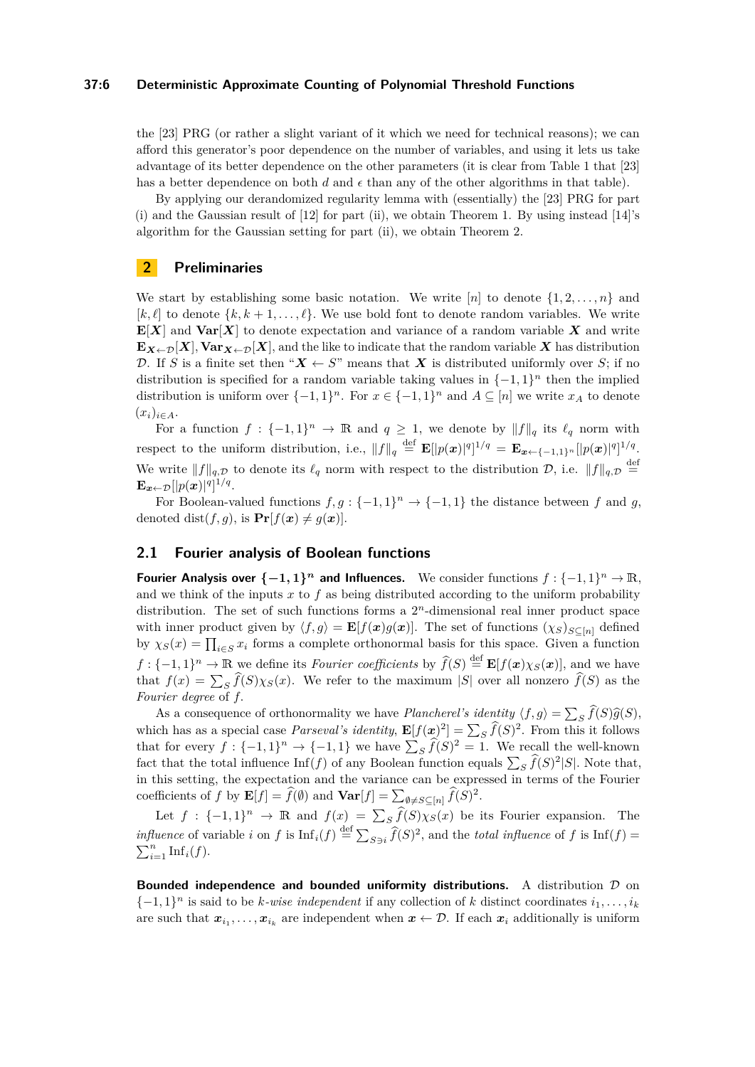the [23] PRG (or rather a slight variant of it which we need for technical reasons); we can afford this generator's poor dependence on the number of variables, and using it lets us take advantage of its better dependence on the other parameters (it is clear from Table 1 that [23] has a better dependence on both $d$ and $\epsilon$ than any of the other algorithms in that table).

By applying our derandomized regularity lemma with (essentially) the [23] PRG for part (i) and the Gaussian result of [12] for part (ii), we obtain Theorem 1. By using instead [14]'s algorithm for the Gaussian setting for part (ii), we obtain Theorem 2.

## 2 Preliminaries

We start by establishing some basic notation. We write $[n]$ to denote $\{1, 2, \ldots, n\}$ and $[k, \ell]$ to denote $\{k, k+1, \ldots, \ell\}$. We use bold font to denote random variables. We write $\mathbf{E}[\boldsymbol{X}]$ and $\mathbf{Var}[\boldsymbol{X}]$ to denote expectation and variance of a random variable $\boldsymbol{X}$ and write $\mathbf{E}_{\boldsymbol{X} \leftarrow \mathcal{D}}[\boldsymbol{X}], \mathbf{Var}_{\boldsymbol{X} \leftarrow \mathcal{D}}[\boldsymbol{X}]$, and the like to indicate that the random variable $\boldsymbol{X}$ has distribution $\mathcal{D}$. If $S$ is a finite set then "$\boldsymbol{X} \leftarrow S$" means that $\boldsymbol{X}$ is distributed uniformly over $S$; if no distribution is specified for a random variable taking values in $\{-1,1\}^n$ then the implied distribution is uniform over $\{-1,1\}^n$. For $x \in \{-1,1\}^n$ and $A \subseteq [n]$ we write $x_A$ to denote $(x_i)_{i \in A}$.

For a function $f : \{-1,1\}^n \to \mathbb{R}$ and $q \geq 1$, we denote by $\|f\|_q$ its $\ell_q$ norm with respect to the uniform distribution, i.e., $\|f\|_q \stackrel{\text{def}}{=} \mathbf{E}[|p(\boldsymbol{x})|^q]^{1/q} = \mathbf{E}_{\boldsymbol{x} \leftarrow \{-1,1\}^n}[|p(\boldsymbol{x})|^q]^{1/q}$. We write $\|f\|_{q,\mathcal{D}}$ to denote its $\ell_q$ norm with respect to the distribution $\mathcal{D}$, i.e. $\|f\|_{q,\mathcal{D}} \stackrel{\text{def}}{=} \mathbf{E}_{\boldsymbol{x} \leftarrow \mathcal{D}}[|p(\boldsymbol{x})|^q]^{1/q}$.

For Boolean-valued functions $f, g : \{-1,1\}^n \to \{-1,1\}$ the distance between $f$ and $g$, denoted $\mathrm{dist}(f,g)$, is $\mathbf{Pr}[f(\boldsymbol{x}) \neq g(\boldsymbol{x})]$.

### 2.1 Fourier analysis of Boolean functions

**Fourier Analysis over $\{-1,1\}^n$ and Influences.** We consider functions $f : \{-1,1\}^n \to \mathbb{R}$, and we think of the inputs $x$ to $f$ as being distributed according to the uniform probability distribution. The set of such functions forms a $2^n$-dimensional real inner product space with inner product given by $\langle f, g \rangle = \mathbf{E}[f(\boldsymbol{x})g(\boldsymbol{x})]$. The set of functions $(\chi_S)_{S \subseteq [n]}$ defined by $\chi_S(x) = \prod_{i \in S} x_i$ forms a complete orthonormal basis for this space. Given a function $f : \{-1,1\}^n \to \mathbb{R}$ we define its *Fourier coefficients* by $\widehat{f}(S) \stackrel{\text{def}}{=} \mathbf{E}[f(\boldsymbol{x})\chi_S(\boldsymbol{x})]$, and we have that $f(x) = \sum_S \widehat{f}(S)\chi_S(x)$. We refer to the maximum $|S|$ over all nonzero $\widehat{f}(S)$ as the *Fourier degree* of $f$.

As a consequence of orthonormality we have *Plancherel's identity* $\langle f, g \rangle = \sum_S \widehat{f}(S)\widehat{g}(S)$, which has as a special case *Parseval's identity*, $\mathbf{E}[f(\boldsymbol{x})^2] = \sum_S \widehat{f}(S)^2$. From this it follows that for every $f : \{-1,1\}^n \to \{-1,1\}$ we have $\sum_S \widehat{f}(S)^2 = 1$. We recall the well-known fact that the total influence $\mathrm{Inf}(f)$ of any Boolean function equals $\sum_S \widehat{f}(S)^2|S|$. Note that, in this setting, the expectation and the variance can be expressed in terms of the Fourier coefficients of $f$ by $\mathbf{E}[f] = \widehat{f}(\emptyset)$ and $\mathbf{Var}[f] = \sum_{\emptyset \neq S \subseteq [n]} \widehat{f}(S)^2$.

Let $f : \{-1,1\}^n \to \mathbb{R}$ and $f(x) = \sum_S \widehat{f}(S)\chi_S(x)$ be its Fourier expansion. The *influence* of variable $i$ on $f$ is $\mathrm{Inf}_i(f) \stackrel{\text{def}}{=} \sum_{S \ni i} \widehat{f}(S)^2$, and the *total influence* of $f$ is $\mathrm{Inf}(f) = \sum_{i=1}^n \mathrm{Inf}_i(f)$.

**Bounded independence and bounded uniformity distributions.** A distribution $\mathcal{D}$ on $\{-1,1\}^n$ is said to be $k$*-wise independent* if any collection of $k$ distinct coordinates $i_1, \ldots, i_k$ are such that $\boldsymbol{x}_{i_1}, \ldots, \boldsymbol{x}_{i_k}$ are independent when $\boldsymbol{x} \leftarrow \mathcal{D}$. If each $\boldsymbol{x}_i$ additionally is uniform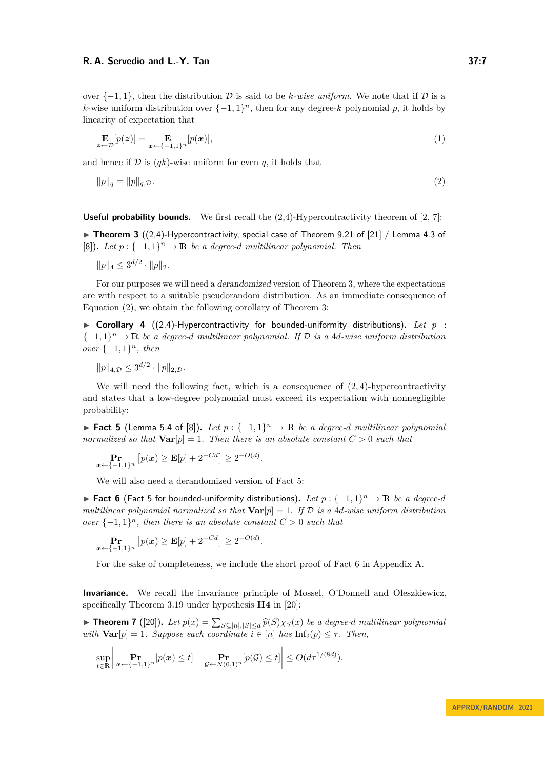over $\{-1,1\}$, then the distribution $\mathcal{D}$ is said to be *$k$-wise uniform*. We note that if $\mathcal{D}$ is a $k$-wise uniform distribution over $\{-1,1\}^n$, then for any degree-$k$ polynomial $p$, it holds by linearity of expectation that

$$\mathop{\mathbf{E}}_{\boldsymbol{z}\leftarrow\mathcal{D}}[p(\boldsymbol{z})] = \mathop{\mathbf{E}}_{\boldsymbol{x}\leftarrow\{-1,1\}^n}[p(\boldsymbol{x})], \tag{1}$$

and hence if $\mathcal{D}$ is $(qk)$-wise uniform for even $q$, it holds that

$$\|p\|_q = \|p\|_{q,\mathcal{D}}. \tag{2}$$

**Useful probability bounds.** We first recall the (2,4)-Hypercontractivity theorem of [2, 7]:

▶ **Theorem 3** ((2,4)-Hypercontractivity, special case of Theorem 9.21 of [21] / Lemma 4.3 of [8])**.** *Let $p : \{-1,1\}^n \to \mathbb{R}$ be a degree-$d$ multilinear polynomial. Then*

$$\|p\|_4 \leq 3^{d/2} \cdot \|p\|_2.$$

For our purposes we will need a *derandomized* version of Theorem 3, where the expectations are with respect to a suitable pseudorandom distribution. As an immediate consequence of Equation (2), we obtain the following corollary of Theorem 3:

▶ **Corollary 4** ((2,4)-Hypercontractivity for bounded-uniformity distributions)**.** *Let $p : \{-1,1\}^n \to \mathbb{R}$ be a degree-$d$ multilinear polynomial. If $\mathcal{D}$ is a $4d$-wise uniform distribution over $\{-1,1\}^n$, then*

$$\|p\|_{4,\mathcal{D}} \leq 3^{d/2} \cdot \|p\|_{2,\mathcal{D}}.$$

We will need the following fact, which is a consequence of $(2,4)$-hypercontractivity and states that a low-degree polynomial must exceed its expectation with nonnegligible probability:

▶ **Fact 5** (Lemma 5.4 of [8])**.** *Let $p : \{-1,1\}^n \to \mathbb{R}$ be a degree-$d$ multilinear polynomial normalized so that $\mathbf{Var}[p] = 1$. Then there is an absolute constant $C > 0$ such that*

$$\mathop{\mathbf{Pr}}_{\boldsymbol{x}\leftarrow\{-1,1\}^n}\left[p(\boldsymbol{x}) \geq \mathbf{E}[p] + 2^{-Cd}\right] \geq 2^{-O(d)}.$$

We will also need a derandomized version of Fact 5:

▶ **Fact 6** (Fact 5 for bounded-uniformity distributions)**.** *Let $p : \{-1,1\}^n \to \mathbb{R}$ be a degree-$d$ multilinear polynomial normalized so that $\mathbf{Var}[p] = 1$. If $\mathcal{D}$ is a $4d$-wise uniform distribution over $\{-1,1\}^n$, then there is an absolute constant $C > 0$ such that*

$$\mathop{\mathbf{Pr}}_{\boldsymbol{x}\leftarrow\{-1,1\}^n}\left[p(\boldsymbol{x}) \geq \mathbf{E}[p] + 2^{-Cd}\right] \geq 2^{-O(d)}.$$

For the sake of completeness, we include the short proof of Fact 6 in Appendix A.

**Invariance.** We recall the invariance principle of Mossel, O'Donnell and Oleszkiewicz, specifically Theorem 3.19 under hypothesis **H4** in [20]:

▶ **Theorem 7** ([20])**.** *Let $p(x) = \sum_{S\subseteq[n],|S|\leq d} \widehat{p}(S)\chi_S(x)$ be a degree-$d$ multilinear polynomial with $\mathbf{Var}[p] = 1$. Suppose each coordinate $i \in [n]$ has $\mathrm{Inf}_i(p) \leq \tau$. Then,*

$$\sup_{t\in\mathbb{R}}\left|\mathop{\mathbf{Pr}}_{\boldsymbol{x}\leftarrow\{-1,1\}^n}[p(\boldsymbol{x}) \leq t] - \mathop{\mathbf{Pr}}_{\mathcal{G}\leftarrow N(0,1)^n}[p(\mathcal{G}) \leq t]\right| \leq O(d\tau^{1/(8d)}).$$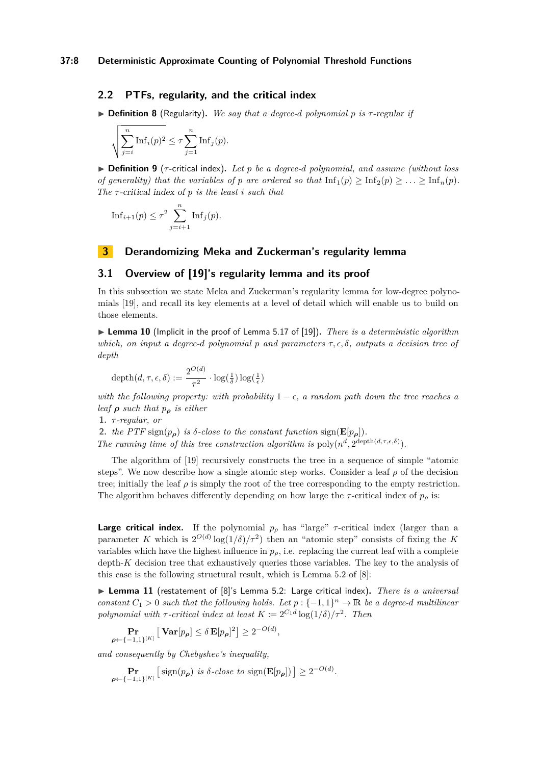## 2.2 PTFs, regularity, and the critical index

▶ **Definition 8** (Regularity). *We say that a degree-$d$ polynomial $p$ is $\tau$-regular if*

$$\sqrt{\sum_{j=i}^{n} \mathrm{Inf}_i(p)^2} \le \tau \sum_{j=1}^{n} \mathrm{Inf}_j(p).$$

▶ **Definition 9** ($\tau$-critical index). *Let $p$ be a degree-$d$ polynomial, and assume (without loss of generality) that the variables of $p$ are ordered so that $\mathrm{Inf}_1(p) \ge \mathrm{Inf}_2(p) \ge \ldots \ge \mathrm{Inf}_n(p)$. The $\tau$-critical index of $p$ is the least $i$ such that*

$$\mathrm{Inf}_{i+1}(p) \le \tau^2 \sum_{j=i+1}^{n} \mathrm{Inf}_j(p).$$

# 3 Derandomizing Meka and Zuckerman's regularity lemma

## 3.1 Overview of [19]'s regularity lemma and its proof

In this subsection we state Meka and Zuckerman's regularity lemma for low-degree polynomials [19], and recall its key elements at a level of detail which will enable us to build on those elements.

▶ **Lemma 10** (Implicit in the proof of Lemma 5.17 of [19]). *There is a deterministic algorithm which, on input a degree-$d$ polynomial $p$ and parameters $\tau, \epsilon, \delta$, outputs a decision tree of depth*

$$\mathrm{depth}(d, \tau, \epsilon, \delta) := \frac{2^{O(d)}}{\tau^2} \cdot \log(\tfrac{1}{\delta}) \log(\tfrac{1}{\epsilon})$$

*with the following property: with probability $1 - \epsilon$, a random path down the tree reaches a leaf $\boldsymbol{\rho}$ such that $p_{\boldsymbol{\rho}}$ is either*

1. *$\tau$-regular, or*
2. *the PTF $\mathrm{sign}(p_{\boldsymbol{\rho}})$ is $\delta$-close to the constant function $\mathrm{sign}(\mathbf{E}[p_{\boldsymbol{\rho}}])$.*

*The running time of this tree construction algorithm is $\mathrm{poly}(n^d, 2^{\mathrm{depth}(d,\tau,\epsilon,\delta)})$.*

The algorithm of [19] recursively constructs the tree in a sequence of simple "atomic steps". We now describe how a single atomic step works. Consider a leaf $\rho$ of the decision tree; initially the leaf $\rho$ is simply the root of the tree corresponding to the empty restriction. The algorithm behaves differently depending on how large the $\tau$-critical index of $p_\rho$ is:

**Large critical index.** If the polynomial $p_\rho$ has "large" $\tau$-critical index (larger than a parameter $K$ which is $2^{O(d)} \log(1/\delta)/\tau^2$) then an "atomic step" consists of fixing the $K$ variables which have the highest influence in $p_\rho$, i.e. replacing the current leaf with a complete depth-$K$ decision tree that exhaustively queries those variables. The key to the analysis of this case is the following structural result, which is Lemma 5.2 of [8]:

▶ **Lemma 11** (restatement of [8]'s Lemma 5.2: Large critical index). *There is a universal constant $C_1 > 0$ such that the following holds. Let $p : \{-1,1\}^n \to \mathbb{R}$ be a degree-$d$ multilinear polynomial with $\tau$-critical index at least $K := 2^{C_1 d} \log(1/\delta)/\tau^2$. Then*

$$\Pr_{\boldsymbol{\rho} \leftarrow \{-1,1\}^{[K]}} \big[ \mathbf{Var}[p_{\boldsymbol{\rho}}] \le \delta \, \mathbf{E}[p_{\boldsymbol{\rho}}]^2 \big] \ge 2^{-O(d)},$$

*and consequently by Chebyshev's inequality,*

$$\Pr_{\boldsymbol{\rho} \leftarrow \{-1,1\}^{[K]}} \big[ \mathrm{sign}(p_{\boldsymbol{\rho}}) \text{ is } \delta\text{-close to } \mathrm{sign}(\mathbf{E}[p_{\boldsymbol{\rho}}]) \big] \ge 2^{-O(d)}.$$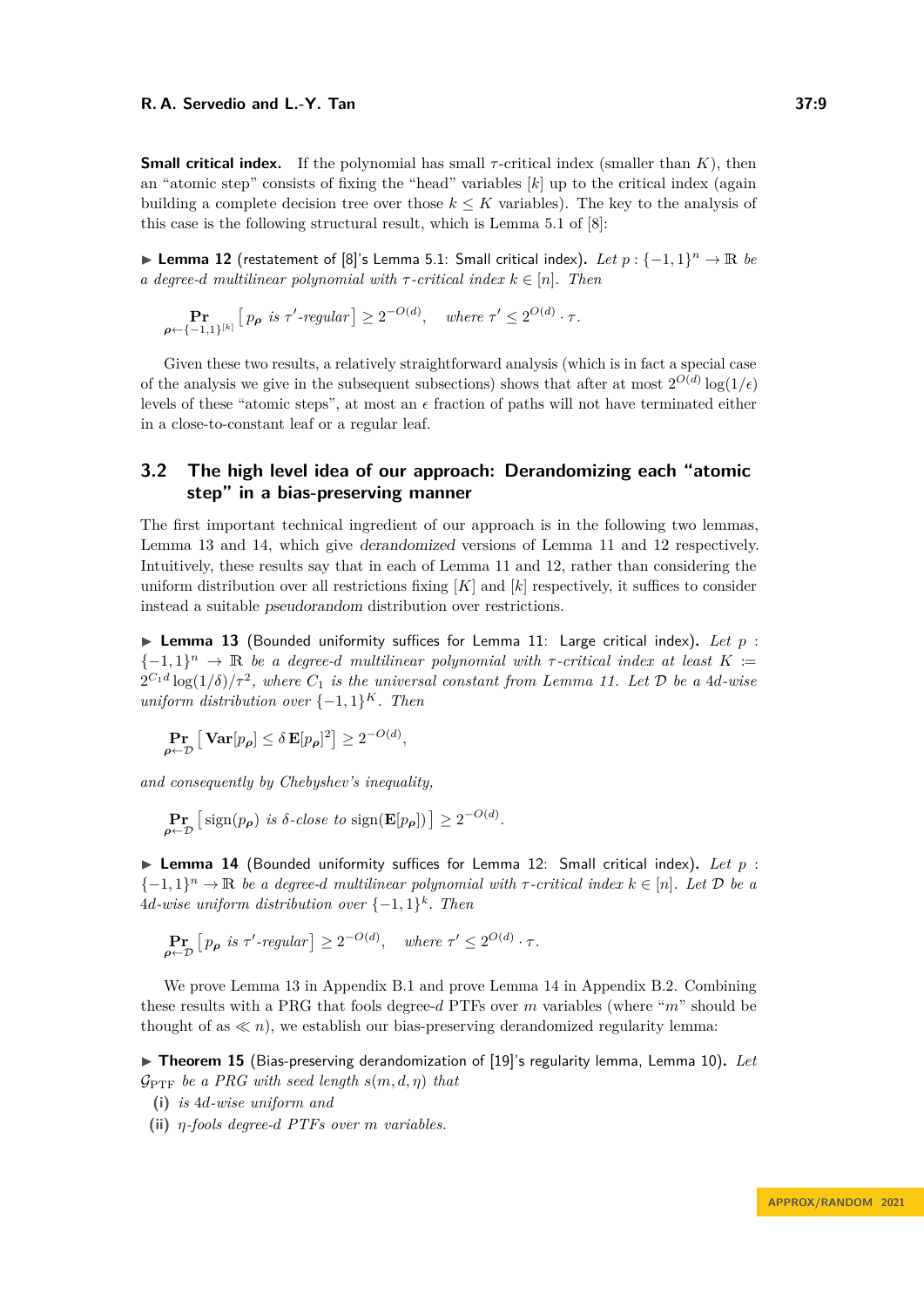**Small critical index.** If the polynomial has small $\tau$-critical index (smaller than $K$), then an "atomic step" consists of fixing the "head" variables $[k]$ up to the critical index (again building a complete decision tree over those $k \leq K$ variables). The key to the analysis of this case is the following structural result, which is Lemma 5.1 of [8]:

▶ **Lemma 12** (restatement of [8]'s Lemma 5.1: Small critical index). *Let $p : \{-1,1\}^n \to \mathbb{R}$ be a degree-$d$ multilinear polynomial with $\tau$-critical index $k \in [n]$. Then*

$$\Pr_{\boldsymbol{\rho} \leftarrow \{-1,1\}^{[k]}} \big[\, p_{\boldsymbol{\rho}} \text{ is } \tau'\text{-regular} \,\big] \geq 2^{-O(d)}, \quad \text{where } \tau' \leq 2^{O(d)} \cdot \tau.$$

Given these two results, a relatively straightforward analysis (which is in fact a special case of the analysis we give in the subsequent subsections) shows that after at most $2^{O(d)} \log(1/\epsilon)$ levels of these "atomic steps", at most an $\epsilon$ fraction of paths will not have terminated either in a close-to-constant leaf or a regular leaf.

## 3.2 The high level idea of our approach: Derandomizing each "atomic step" in a bias-preserving manner

The first important technical ingredient of our approach is in the following two lemmas, Lemma 13 and 14, which give *derandomized* versions of Lemma 11 and 12 respectively. Intuitively, these results say that in each of Lemma 11 and 12, rather than considering the uniform distribution over all restrictions fixing $[K]$ and $[k]$ respectively, it suffices to consider instead a suitable *pseudorandom* distribution over restrictions.

▶ **Lemma 13** (Bounded uniformity suffices for Lemma 11: Large critical index). *Let $p : \{-1,1\}^n \to \mathbb{R}$ be a degree-$d$ multilinear polynomial with $\tau$-critical index at least $K := 2^{C_1 d} \log(1/\delta)/\tau^2$, where $C_1$ is the universal constant from Lemma 11. Let $\mathcal{D}$ be a $4d$-wise uniform distribution over $\{-1,1\}^K$. Then*

$$\Pr_{\boldsymbol{\rho} \leftarrow \mathcal{D}} \big[\, \mathbf{Var}[p_{\boldsymbol{\rho}}] \leq \delta\, \mathbf{E}[p_{\boldsymbol{\rho}}]^2 \,\big] \geq 2^{-O(d)},$$

*and consequently by Chebyshev's inequality,*

$$\Pr_{\boldsymbol{\rho} \leftarrow \mathcal{D}} \big[\, \mathrm{sign}(p_{\boldsymbol{\rho}}) \text{ is } \delta\text{-close to } \mathrm{sign}(\mathbf{E}[p_{\boldsymbol{\rho}}]) \,\big] \geq 2^{-O(d)}.$$

▶ **Lemma 14** (Bounded uniformity suffices for Lemma 12: Small critical index). *Let $p : \{-1,1\}^n \to \mathbb{R}$ be a degree-$d$ multilinear polynomial with $\tau$-critical index $k \in [n]$. Let $\mathcal{D}$ be a $4d$-wise uniform distribution over $\{-1,1\}^k$. Then*

$$\Pr_{\boldsymbol{\rho} \leftarrow \mathcal{D}} \big[\, p_{\boldsymbol{\rho}} \text{ is } \tau'\text{-regular} \,\big] \geq 2^{-O(d)}, \quad \text{where } \tau' \leq 2^{O(d)} \cdot \tau.$$

We prove Lemma 13 in Appendix B.1 and prove Lemma 14 in Appendix B.2. Combining these results with a PRG that fools degree-$d$ PTFs over $m$ variables (where "$m$" should be thought of as $\ll n$), we establish our bias-preserving derandomized regularity lemma:

▶ **Theorem 15** (Bias-preserving derandomization of [19]'s regularity lemma, Lemma 10). *Let $\mathcal{G}_{\mathrm{PTF}}$ be a PRG with seed length $s(m, d, \eta)$ that*

**(i)** *is $4d$-wise uniform and*

**(ii)** *$\eta$-fools degree-$d$ PTFs over $m$ variables.*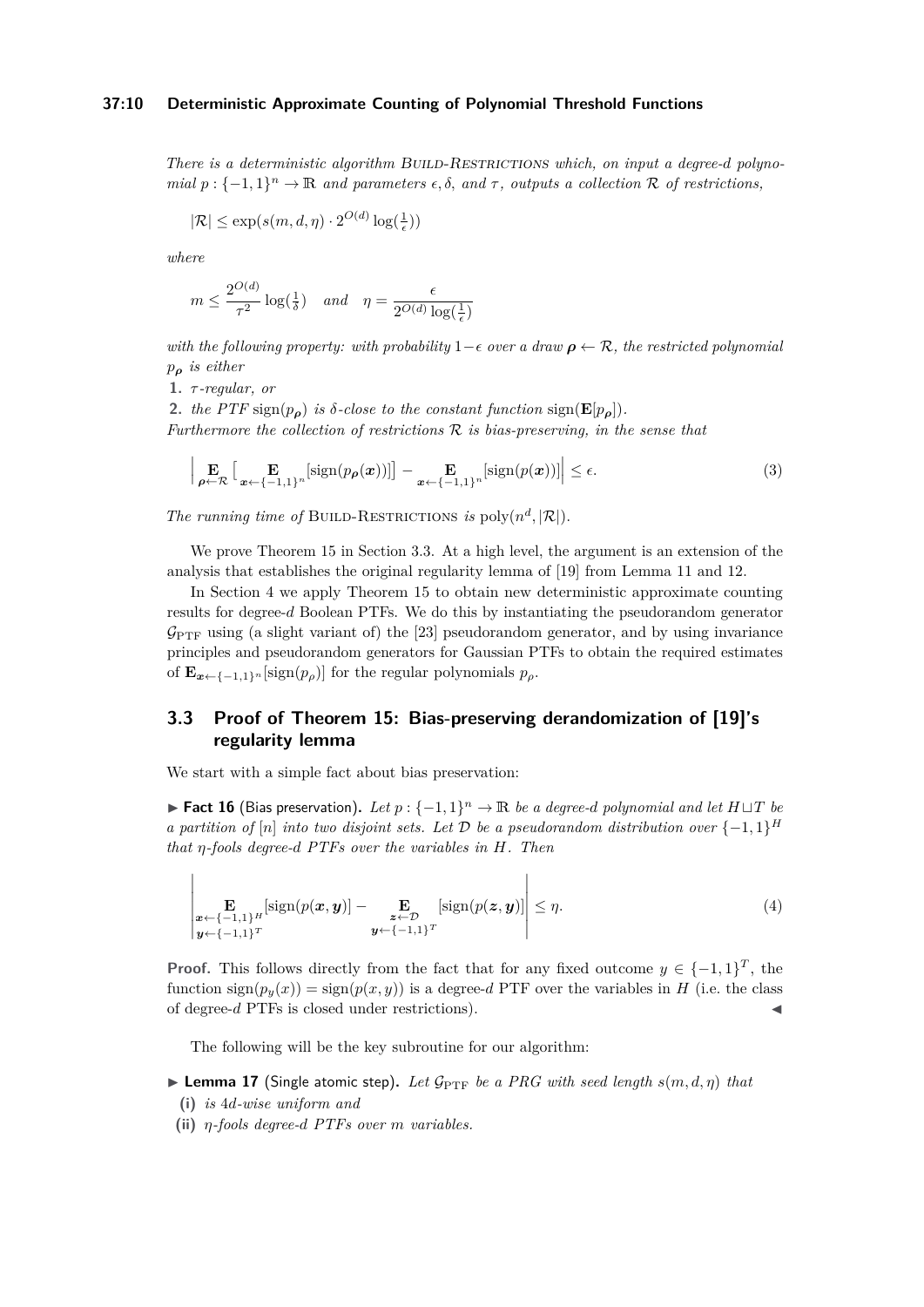*There is a deterministic algorithm* Build-Restrictions *which, on input a degree-$d$ polynomial $p : \{-1,1\}^n \to \mathbb{R}$ and parameters $\epsilon, \delta$, and $\tau$, outputs a collection $\mathcal{R}$ of restrictions,*

$$|\mathcal{R}| \leq \exp(s(m,d,\eta) \cdot 2^{O(d)} \log(\tfrac{1}{\epsilon}))$$

*where*

$$m \leq \frac{2^{O(d)}}{\tau^2} \log(\tfrac{1}{\delta}) \quad \text{and} \quad \eta = \frac{\epsilon}{2^{O(d)} \log(\frac{1}{\epsilon})}$$

*with the following property: with probability $1-\epsilon$ over a draw $\boldsymbol{\rho} \leftarrow \mathcal{R}$, the restricted polynomial $p_{\boldsymbol{\rho}}$ is either*

1. *$\tau$-regular, or*
2. *the PTF $\operatorname{sign}(p_{\boldsymbol{\rho}})$ is $\delta$-close to the constant function $\operatorname{sign}(\mathbf{E}[p_{\boldsymbol{\rho}}])$.*

*Furthermore the collection of restrictions $\mathcal{R}$ is bias-preserving, in the sense that*

$$\Big| \mathop{\mathbf{E}}_{\boldsymbol{\rho} \leftarrow \mathcal{R}} \Big[ \mathop{\mathbf{E}}_{\boldsymbol{x} \leftarrow \{-1,1\}^n} [\operatorname{sign}(p_{\boldsymbol{\rho}}(\boldsymbol{x}))] \Big] - \mathop{\mathbf{E}}_{\boldsymbol{x} \leftarrow \{-1,1\}^n} [\operatorname{sign}(p(\boldsymbol{x}))] \Big| \leq \epsilon. \tag{3}$$

*The running time of* Build-Restrictions *is* $\operatorname{poly}(n^d, |\mathcal{R}|)$.

We prove Theorem 15 in Section 3.3. At a high level, the argument is an extension of the analysis that establishes the original regularity lemma of [19] from Lemma 11 and 12.

In Section 4 we apply Theorem 15 to obtain new deterministic approximate counting results for degree-$d$ Boolean PTFs. We do this by instantiating the pseudorandom generator $\mathcal{G}_{\mathrm{PTF}}$ using (a slight variant of) the [23] pseudorandom generator, and by using invariance principles and pseudorandom generators for Gaussian PTFs to obtain the required estimates of $\mathbf{E}_{\boldsymbol{x} \leftarrow \{-1,1\}^n}[\operatorname{sign}(p_\rho)]$ for the regular polynomials $p_\rho$.

## 3.3 Proof of Theorem 15: Bias-preserving derandomization of [19]'s regularity lemma

We start with a simple fact about bias preservation:

▶ **Fact 16** (Bias preservation). *Let $p : \{-1,1\}^n \to \mathbb{R}$ be a degree-$d$ polynomial and let $H \sqcup T$ be a partition of $[n]$ into two disjoint sets. Let $\mathcal{D}$ be a pseudorandom distribution over $\{-1,1\}^H$ that $\eta$-fools degree-$d$ PTFs over the variables in $H$. Then*

$$\left| \mathop{\mathbf{E}}_{\substack{\boldsymbol{x} \leftarrow \{-1,1\}^H \\ \boldsymbol{y} \leftarrow \{-1,1\}^T}} [\operatorname{sign}(p(\boldsymbol{x}, \boldsymbol{y})] - \mathop{\mathbf{E}}_{\substack{\boldsymbol{z} \leftarrow \mathcal{D} \\ \boldsymbol{y} \leftarrow \{-1,1\}^T}} [\operatorname{sign}(p(\boldsymbol{z}, \boldsymbol{y}))] \right| \leq \eta. \tag{4}$$

**Proof.** This follows directly from the fact that for any fixed outcome $y \in \{-1,1\}^T$, the function $\operatorname{sign}(p_y(x)) = \operatorname{sign}(p(x,y))$ is a degree-$d$ PTF over the variables in $H$ (i.e. the class of degree-$d$ PTFs is closed under restrictions). ◀

The following will be the key subroutine for our algorithm:

▶ **Lemma 17** (Single atomic step). *Let $\mathcal{G}_{\mathrm{PTF}}$ be a PRG with seed length $s(m,d,\eta)$ that*

**(i)** *is $4d$-wise uniform and*

**(ii)** *$\eta$-fools degree-$d$ PTFs over $m$ variables.*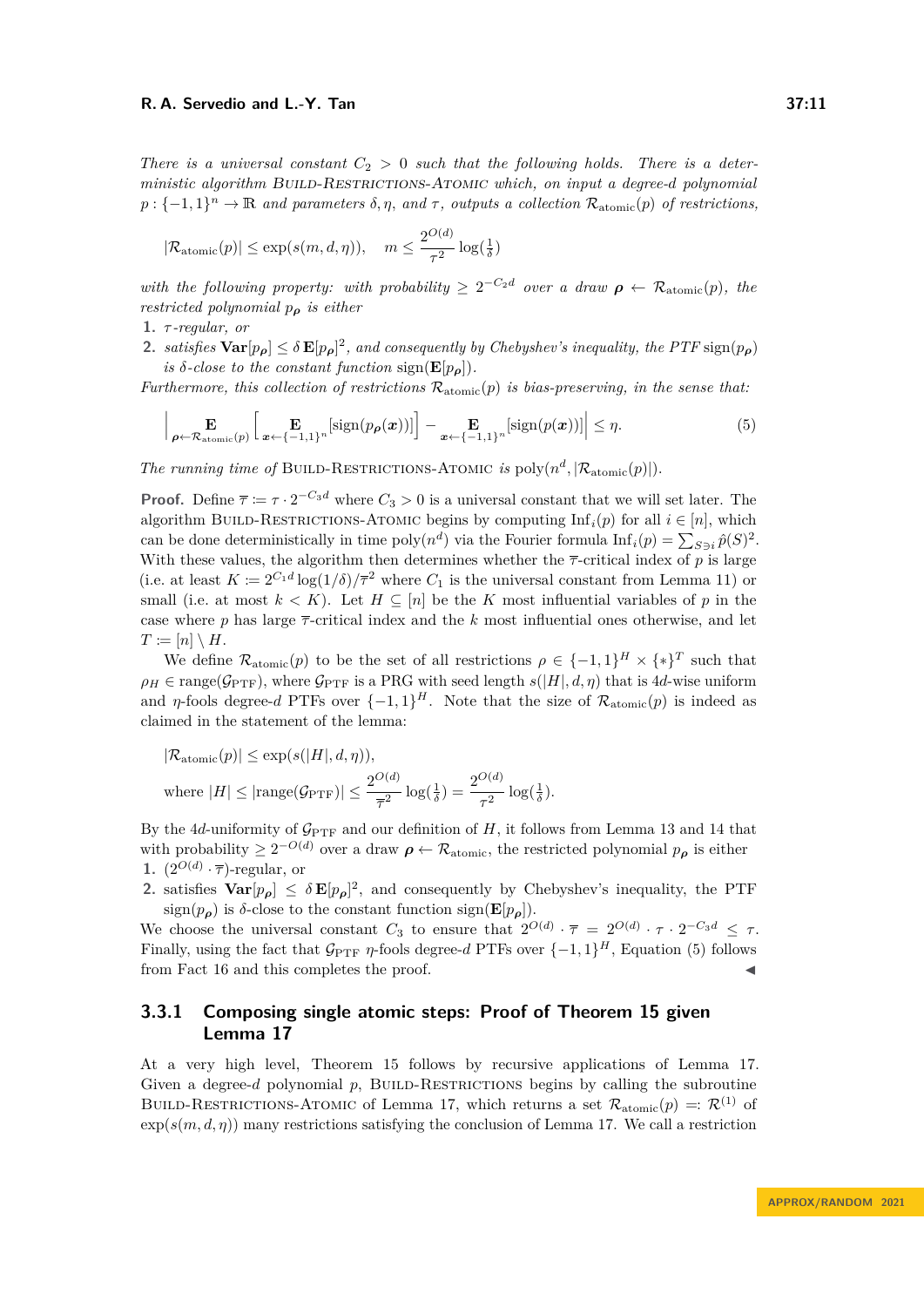*There is a universal constant $C_2 > 0$ such that the following holds. There is a deterministic algorithm* Build-Restrictions-Atomic *which, on input a degree-$d$ polynomial $p : \{-1,1\}^n \to \mathbb{R}$ and parameters $\delta, \eta$, and $\tau$, outputs a collection $\mathcal{R}_{\text{atomic}}(p)$ of restrictions,*

$$|\mathcal{R}_{\text{atomic}}(p)| \leq \exp(s(m,d,\eta)), \quad m \leq \frac{2^{O(d)}}{\tau^2}\log(\tfrac{1}{\delta})$$

*with the following property: with probability $\geq 2^{-C_2 d}$ over a draw $\boldsymbol{\rho} \leftarrow \mathcal{R}_{\text{atomic}}(p)$, the restricted polynomial $p_{\boldsymbol{\rho}}$ is either*

1. *$\tau$-regular, or*
2. *satisfies $\mathbf{Var}[p_{\boldsymbol{\rho}}] \leq \delta\,\mathbf{E}[p_{\boldsymbol{\rho}}]^2$, and consequently by Chebyshev's inequality, the PTF $\mathrm{sign}(p_{\boldsymbol{\rho}})$ is $\delta$-close to the constant function $\mathrm{sign}(\mathbf{E}[p_{\boldsymbol{\rho}}])$.*

*Furthermore, this collection of restrictions $\mathcal{R}_{\text{atomic}}(p)$ is bias-preserving, in the sense that:*

$$\left| \mathop{\mathbf{E}}_{\boldsymbol{\rho}\leftarrow\mathcal{R}_{\text{atomic}}(p)}\left[\mathop{\mathbf{E}}_{\boldsymbol{x}\leftarrow\{-1,1\}^n}[\mathrm{sign}(p_{\boldsymbol{\rho}}(\boldsymbol{x}))]\right] - \mathop{\mathbf{E}}_{\boldsymbol{x}\leftarrow\{-1,1\}^n}[\mathrm{sign}(p(\boldsymbol{x}))] \right| \leq \eta. \tag{5}$$

*The running time of* Build-Restrictions-Atomic *is $\mathrm{poly}(n^d, |\mathcal{R}_{\text{atomic}}(p)|)$.*

**Proof.** Define $\overline{\tau} := \tau \cdot 2^{-C_3 d}$ where $C_3 > 0$ is a universal constant that we will set later. The algorithm Build-Restrictions-Atomic begins by computing $\mathrm{Inf}_i(p)$ for all $i \in [n]$, which can be done deterministically in time $\mathrm{poly}(n^d)$ via the Fourier formula $\mathrm{Inf}_i(p) = \sum_{S\ni i}\hat{p}(S)^2$. With these values, the algorithm then determines whether the $\overline{\tau}$-critical index of $p$ is large (i.e. at least $K := 2^{C_1 d}\log(1/\delta)/\overline{\tau}^2$ where $C_1$ is the universal constant from Lemma 11) or small (i.e. at most $k < K$). Let $H \subseteq [n]$ be the $K$ most influential variables of $p$ in the case where $p$ has large $\overline{\tau}$-critical index and the $k$ most influential ones otherwise, and let $T := [n] \setminus H$.

We define $\mathcal{R}_{\text{atomic}}(p)$ to be the set of all restrictions $\rho \in \{-1,1\}^H \times \{*\}^T$ such that $\rho_H \in \mathrm{range}(\mathcal{G}_{\text{PTF}})$, where $\mathcal{G}_{\text{PTF}}$ is a PRG with seed length $s(|H|,d,\eta)$ that is $4d$-wise uniform and $\eta$-fools degree-$d$ PTFs over $\{-1,1\}^H$. Note that the size of $\mathcal{R}_{\text{atomic}}(p)$ is indeed as claimed in the statement of the lemma:

$$|\mathcal{R}_{\text{atomic}}(p)| \leq \exp(s(|H|,d,\eta)),$$

$$\text{where } |H| \leq |\mathrm{range}(\mathcal{G}_{\text{PTF}})| \leq \frac{2^{O(d)}}{\overline{\tau}^2}\log(\tfrac{1}{\delta}) = \frac{2^{O(d)}}{\tau^2}\log(\tfrac{1}{\delta}).$$

By the $4d$-uniformity of $\mathcal{G}_{\text{PTF}}$ and our definition of $H$, it follows from Lemma 13 and 14 that with probability $\geq 2^{-O(d)}$ over a draw $\boldsymbol{\rho} \leftarrow \mathcal{R}_{\text{atomic}}$, the restricted polynomial $p_{\boldsymbol{\rho}}$ is either

1. $(2^{O(d)} \cdot \overline{\tau})$-regular, or
2. satisfies $\mathbf{Var}[p_{\boldsymbol{\rho}}] \leq \delta\,\mathbf{E}[p_{\boldsymbol{\rho}}]^2$, and consequently by Chebyshev's inequality, the PTF $\mathrm{sign}(p_{\boldsymbol{\rho}})$ is $\delta$-close to the constant function $\mathrm{sign}(\mathbf{E}[p_{\boldsymbol{\rho}}])$.

We choose the universal constant $C_3$ to ensure that $2^{O(d)} \cdot \overline{\tau} = 2^{O(d)} \cdot \tau \cdot 2^{-C_3 d} \leq \tau$. Finally, using the fact that $\mathcal{G}_{\text{PTF}}$ $\eta$-fools degree-$d$ PTFs over $\{-1,1\}^H$, Equation (5) follows from Fact 16 and this completes the proof. ◀

### 3.3.1 Composing single atomic steps: Proof of Theorem 15 given Lemma 17

At a very high level, Theorem 15 follows by recursive applications of Lemma 17. Given a degree-$d$ polynomial $p$, Build-Restrictions begins by calling the subroutine Build-Restrictions-Atomic of Lemma 17, which returns a set $\mathcal{R}_{\text{atomic}}(p) =: \mathcal{R}^{(1)}$ of $\exp(s(m,d,\eta))$ many restrictions satisfying the conclusion of Lemma 17. We call a restriction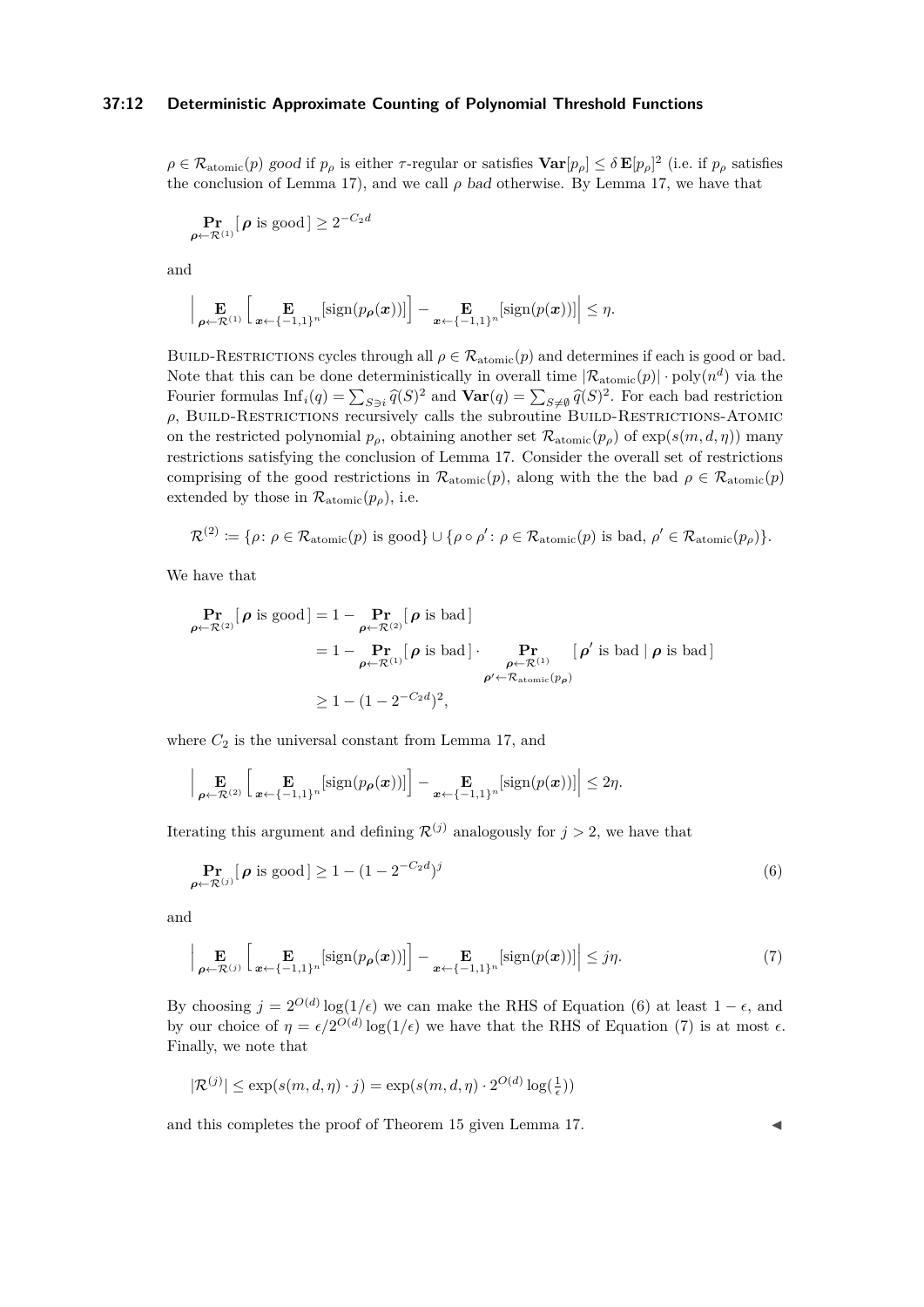$\rho \in \mathcal{R}_{\text{atomic}}(p)$ *good* if $p_\rho$ is either $\tau$-regular or satisfies $\mathbf{Var}[p_\rho] \le \delta\, \mathbf{E}[p_\rho]^2$ (i.e. if $p_\rho$ satisfies the conclusion of Lemma 17), and we call $\rho$ *bad* otherwise. By Lemma 17, we have that

$$\Pr_{\boldsymbol{\rho} \leftarrow \mathcal{R}^{(1)}}[\, \boldsymbol{\rho} \text{ is good} \,] \ge 2^{-C_2 d}$$

and

$$\Big| \mathop{\mathbf{E}}_{\boldsymbol{\rho} \leftarrow \mathcal{R}^{(1)}} \Big[ \mathop{\mathbf{E}}_{\boldsymbol{x} \leftarrow \{-1,1\}^n} [\operatorname{sign}(p_{\boldsymbol{\rho}}(\boldsymbol{x}))] \Big] - \mathop{\mathbf{E}}_{\boldsymbol{x} \leftarrow \{-1,1\}^n} [\operatorname{sign}(p(\boldsymbol{x}))] \Big| \le \eta.$$

Build-Restrictions cycles through all $\rho \in \mathcal{R}_{\text{atomic}}(p)$ and determines if each is good or bad. Note that this can be done deterministically in overall time $|\mathcal{R}_{\text{atomic}}(p)| \cdot \operatorname{poly}(n^d)$ via the Fourier formulas $\operatorname{Inf}_i(q) = \sum_{S \ni i} \widehat{q}(S)^2$ and $\mathbf{Var}(q) = \sum_{S \neq \emptyset} \widehat{q}(S)^2$. For each bad restriction $\rho$, Build-Restrictions recursively calls the subroutine Build-Restrictions-Atomic on the restricted polynomial $p_\rho$, obtaining another set $\mathcal{R}_{\text{atomic}}(p_\rho)$ of $\exp(s(m,d,\eta))$ many restrictions satisfying the conclusion of Lemma 17. Consider the overall set of restrictions comprising of the good restrictions in $\mathcal{R}_{\text{atomic}}(p)$, along with the the bad $\rho \in \mathcal{R}_{\text{atomic}}(p)$ extended by those in $\mathcal{R}_{\text{atomic}}(p_\rho)$, i.e.

$$\mathcal{R}^{(2)} := \{\rho \colon \rho \in \mathcal{R}_{\text{atomic}}(p) \text{ is good}\} \cup \{\rho \circ \rho' \colon \rho \in \mathcal{R}_{\text{atomic}}(p) \text{ is bad}, \, \rho' \in \mathcal{R}_{\text{atomic}}(p_\rho)\}.$$

We have that

$$\begin{aligned}
\Pr_{\boldsymbol{\rho} \leftarrow \mathcal{R}^{(2)}}[\, \boldsymbol{\rho} \text{ is good} \,] &= 1 - \Pr_{\boldsymbol{\rho} \leftarrow \mathcal{R}^{(2)}}[\, \boldsymbol{\rho} \text{ is bad} \,] \\
&= 1 - \Pr_{\boldsymbol{\rho} \leftarrow \mathcal{R}^{(1)}}[\, \boldsymbol{\rho} \text{ is bad} \,] \cdot \Pr_{\substack{\boldsymbol{\rho} \leftarrow \mathcal{R}^{(1)} \\ \boldsymbol{\rho}' \leftarrow \mathcal{R}_{\text{atomic}}(p_{\boldsymbol{\rho}})}}[\, \boldsymbol{\rho}' \text{ is bad} \mid \boldsymbol{\rho} \text{ is bad} \,] \\
&\ge 1 - (1 - 2^{-C_2 d})^2,
\end{aligned}$$

where $C_2$ is the universal constant from Lemma 17, and

$$\Big| \mathop{\mathbf{E}}_{\boldsymbol{\rho} \leftarrow \mathcal{R}^{(2)}} \Big[ \mathop{\mathbf{E}}_{\boldsymbol{x} \leftarrow \{-1,1\}^n} [\operatorname{sign}(p_{\boldsymbol{\rho}}(\boldsymbol{x}))] \Big] - \mathop{\mathbf{E}}_{\boldsymbol{x} \leftarrow \{-1,1\}^n} [\operatorname{sign}(p(\boldsymbol{x}))] \Big| \le 2\eta.$$

Iterating this argument and defining $\mathcal{R}^{(j)}$ analogously for $j > 2$, we have that

$$\Pr_{\boldsymbol{\rho} \leftarrow \mathcal{R}^{(j)}}[\, \boldsymbol{\rho} \text{ is good} \,] \ge 1 - (1 - 2^{-C_2 d})^j \tag{6}$$

and

$$\Big| \mathop{\mathbf{E}}_{\boldsymbol{\rho} \leftarrow \mathcal{R}^{(j)}} \Big[ \mathop{\mathbf{E}}_{\boldsymbol{x} \leftarrow \{-1,1\}^n} [\operatorname{sign}(p_{\boldsymbol{\rho}}(\boldsymbol{x}))] \Big] - \mathop{\mathbf{E}}_{\boldsymbol{x} \leftarrow \{-1,1\}^n} [\operatorname{sign}(p(\boldsymbol{x}))] \Big| \le j\eta. \tag{7}$$

By choosing $j = 2^{O(d)} \log(1/\epsilon)$ we can make the RHS of Equation (6) at least $1 - \epsilon$, and by our choice of $\eta = \epsilon / 2^{O(d)} \log(1/\epsilon)$ we have that the RHS of Equation (7) is at most $\epsilon$. Finally, we note that

$$|\mathcal{R}^{(j)}| \le \exp(s(m,d,\eta) \cdot j) = \exp(s(m,d,\eta) \cdot 2^{O(d)} \log(\tfrac{1}{\epsilon}))$$

and this completes the proof of Theorem 15 given Lemma 17. ◀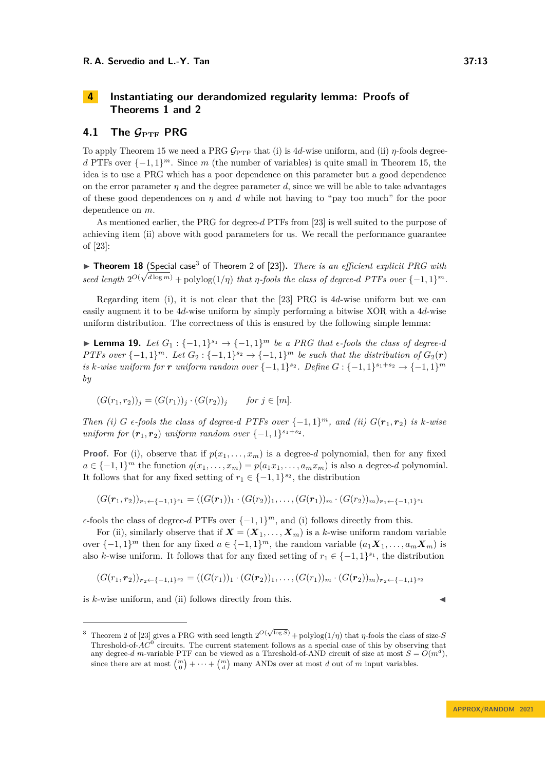## 4 Instantiating our derandomized regularity lemma: Proofs of Theorems 1 and 2

### 4.1 The $\mathcal{G}_{\mathrm{PTF}}$ PRG

To apply Theorem 15 we need a PRG $\mathcal{G}_{\mathrm{PTF}}$ that (i) is $4d$-wise uniform, and (ii) $\eta$-fools degree-$d$ PTFs over $\{-1,1\}^m$. Since $m$ (the number of variables) is quite small in Theorem 15, the idea is to use a PRG which has a poor dependence on this parameter but a good dependence on the error parameter $\eta$ and the degree parameter $d$, since we will be able to take advantages of these good dependences on $\eta$ and $d$ while not having to "pay too much" for the poor dependence on $m$.

As mentioned earlier, the PRG for degree-$d$ PTFs from [23] is well suited to the purpose of achieving item (ii) above with good parameters for us. We recall the performance guarantee of [23]:

▶ **Theorem 18** (Special case[3] of Theorem 2 of [23]). *There is an efficient explicit PRG with seed length $2^{O(\sqrt{d \log m})} + \mathrm{polylog}(1/\eta)$ that $\eta$-fools the class of degree-$d$ PTFs over $\{-1,1\}^m$.*

Regarding item (i), it is not clear that the [23] PRG is $4d$-wise uniform but we can easily augment it to be $4d$-wise uniform by simply performing a bitwise XOR with a $4d$-wise uniform distribution. The correctness of this is ensured by the following simple lemma:

▶ **Lemma 19.** *Let $G_1 : \{-1,1\}^{s_1} \to \{-1,1\}^m$ be a PRG that $\epsilon$-fools the class of degree-$d$ PTFs over $\{-1,1\}^m$. Let $G_2 : \{-1,1\}^{s_2} \to \{-1,1\}^m$ be such that the distribution of $G_2(\boldsymbol{r})$ is $k$-wise uniform for $\boldsymbol{r}$ uniform random over $\{-1,1\}^{s_2}$. Define $G : \{-1,1\}^{s_1+s_2} \to \{-1,1\}^m$ by*

$$(G(r_1, r_2))_j = (G(r_1))_j \cdot (G(r_2))_j \qquad \text{for } j \in [m].$$

*Then (i) $G$ $\epsilon$-fools the class of degree-$d$ PTFs over $\{-1,1\}^m$, and (ii) $G(\boldsymbol{r}_1, \boldsymbol{r}_2)$ is $k$-wise uniform for $(\boldsymbol{r}_1, \boldsymbol{r}_2)$ uniform random over $\{-1,1\}^{s_1+s_2}$.*

**Proof.** For (i), observe that if $p(x_1, \ldots, x_m)$ is a degree-$d$ polynomial, then for any fixed $a \in \{-1,1\}^m$ the function $q(x_1, \ldots, x_m) = p(a_1 x_1, \ldots, a_m x_m)$ is also a degree-$d$ polynomial. It follows that for any fixed setting of $r_1 \in \{-1,1\}^{s_2}$, the distribution

$$(G(\boldsymbol{r}_1, r_2))_{\boldsymbol{r}_1 \leftarrow \{-1,1\}^{s_1}} = ((G(\boldsymbol{r}_1))_1 \cdot (G(r_2))_1, \ldots, (G(\boldsymbol{r}_1))_m \cdot (G(r_2))_m)_{\boldsymbol{r}_1 \leftarrow \{-1,1\}^{s_1}}$$

$\epsilon$-fools the class of degree-$d$ PTFs over $\{-1,1\}^m$, and (i) follows directly from this.

For (ii), similarly observe that if $\boldsymbol{X} = (\boldsymbol{X}_1, \ldots, \boldsymbol{X}_m)$ is a $k$-wise uniform random variable over $\{-1,1\}^m$ then for any fixed $a \in \{-1,1\}^m$, the random variable $(a_1 \boldsymbol{X}_1, \ldots, a_m \boldsymbol{X}_m)$ is also $k$-wise uniform. It follows that for any fixed setting of $r_1 \in \{-1,1\}^{s_1}$, the distribution

$$(G(r_1, \boldsymbol{r}_2))_{\boldsymbol{r}_2 \leftarrow \{-1,1\}^{s_2}} = ((G(r_1))_1 \cdot (G(\boldsymbol{r}_2))_1, \ldots, (G(r_1))_m \cdot (G(\boldsymbol{r}_2))_m)_{\boldsymbol{r}_2 \leftarrow \{-1,1\}^{s_2}}$$

is $k$-wise uniform, and (ii) follows directly from this. ◀

---

[3] Theorem 2 of [23] gives a PRG with seed length $2^{O(\sqrt{\log S})} + \mathrm{polylog}(1/\eta)$ that $\eta$-fools the class of size-$S$ Threshold-of-$AC^0$ circuits. The current statement follows as a special case of this by observing that any degree-$d$ $m$-variable PTF can be viewed as a Threshold-of-AND circuit of size at most $S = O(m^d)$, since there are at most $\binom{m}{0} + \cdots + \binom{m}{d}$ many ANDs over at most $d$ out of $m$ input variables.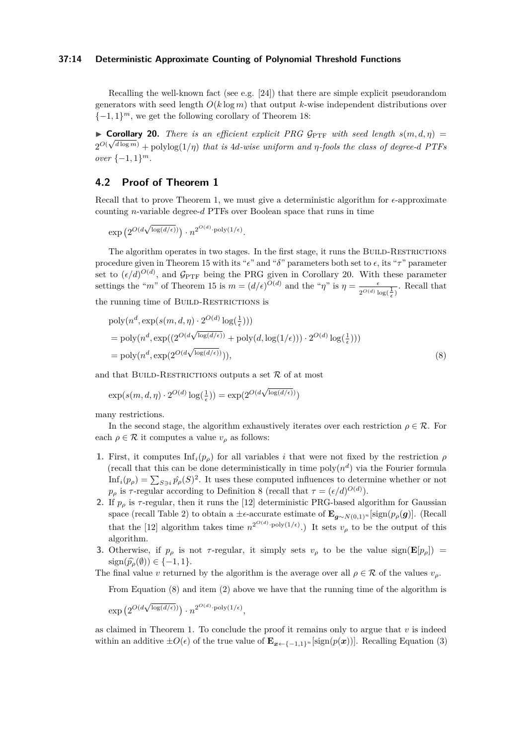Recalling the well-known fact (see e.g. [24]) that there are simple explicit pseudorandom generators with seed length $O(k \log m)$ that output $k$-wise independent distributions over $\{-1,1\}^m$, we get the following corollary of Theorem 18:

▶ **Corollary 20.** *There is an efficient explicit PRG $\mathcal{G}_{\mathrm{PTF}}$ with seed length $s(m,d,\eta) = 2^{O(\sqrt{d \log m})} + \mathrm{polylog}(1/\eta)$ that is $4d$-wise uniform and $\eta$-fools the class of degree-$d$ PTFs over $\{-1,1\}^m$.*

## 4.2 Proof of Theorem 1

Recall that to prove Theorem 1, we must give a deterministic algorithm for $\epsilon$-approximate counting $n$-variable degree-$d$ PTFs over Boolean space that runs in time

$$\exp\left(2^{O(d\sqrt{\log(d/\epsilon)})}\right) \cdot n^{2^{O(d)} \cdot \mathrm{poly}(1/\epsilon)}.$$

The algorithm operates in two stages. In the first stage, it runs the Build-Restrictions procedure given in Theorem 15 with its "$\epsilon$" and "$\delta$" parameters both set to $\epsilon$, its "$\tau$" parameter set to $(\epsilon/d)^{O(d)}$, and $\mathcal{G}_{\mathrm{PTF}}$ being the PRG given in Corollary 20. With these parameter settings the "$m$" of Theorem 15 is $m = (d/\epsilon)^{O(d)}$ and the "$\eta$" is $\eta = \frac{\epsilon}{2^{O(d)} \log(\frac{1}{\epsilon})}$. Recall that the running time of Build-Restrictions is

$$\begin{aligned}
&\mathrm{poly}(n^d, \exp(s(m,d,\eta) \cdot 2^{O(d)} \log(\tfrac{1}{\epsilon}))) \\
&= \mathrm{poly}(n^d, \exp((2^{O(d\sqrt{\log(d/\epsilon)})} + \mathrm{poly}(d, \log(1/\epsilon))) \cdot 2^{O(d)} \log(\tfrac{1}{\epsilon}))) \\
&= \mathrm{poly}(n^d, \exp(2^{O(d\sqrt{\log(d/\epsilon)})})),
\end{aligned} \tag{8}$$

and that Build-Restrictions outputs a set $\mathcal{R}$ of at most

$$\exp(s(m,d,\eta) \cdot 2^{O(d)} \log(\tfrac{1}{\epsilon})) = \exp(2^{O(d\sqrt{\log(d/\epsilon)})})$$

many restrictions.

In the second stage, the algorithm exhaustively iterates over each restriction $\rho \in \mathcal{R}$. For each $\rho \in \mathcal{R}$ it computes a value $v_\rho$ as follows:

1. First, it computes $\mathrm{Inf}_i(p_\rho)$ for all variables $i$ that were not fixed by the restriction $\rho$ (recall that this can be done deterministically in time $\mathrm{poly}(n^d)$ via the Fourier formula $\mathrm{Inf}_i(p_\rho) = \sum_{S \ni i} \hat{p_\rho}(S)^2$. It uses these computed influences to determine whether or not $p_\rho$ is $\tau$-regular according to Definition 8 (recall that $\tau = (\epsilon/d)^{O(d)}$).
2. If $p_\rho$ is $\tau$-regular, then it runs the [12] deterministic PRG-based algorithm for Gaussian space (recall Table 2) to obtain a $\pm\epsilon$-accurate estimate of $\mathbf{E}_{\boldsymbol{g} \sim N(0,1)^n}[\mathrm{sign}(p_\rho(\boldsymbol{g}))]$. (Recall that the [12] algorithm takes time $n^{2^{O(d)} \cdot \mathrm{poly}(1/\epsilon)}$.) It sets $v_\rho$ to be the output of this algorithm.
3. Otherwise, if $p_\rho$ is not $\tau$-regular, it simply sets $v_\rho$ to be the value $\mathrm{sign}(\mathbf{E}[p_\rho]) = \mathrm{sign}(\widehat{p_\rho}(\emptyset)) \in \{-1,1\}$.

The final value $v$ returned by the algorithm is the average over all $\rho \in \mathcal{R}$ of the values $v_\rho$.

From Equation (8) and item (2) above we have that the running time of the algorithm is

$$\exp\left(2^{O(d\sqrt{\log(d/\epsilon)})}\right) \cdot n^{2^{O(d)} \cdot \mathrm{poly}(1/\epsilon)},$$

as claimed in Theorem 1. To conclude the proof it remains only to argue that $v$ is indeed within an additive $\pm O(\epsilon)$ of the true value of $\mathbf{E}_{\boldsymbol{x} \leftarrow \{-1,1\}^n}[\mathrm{sign}(p(\boldsymbol{x}))]$. Recalling Equation (3)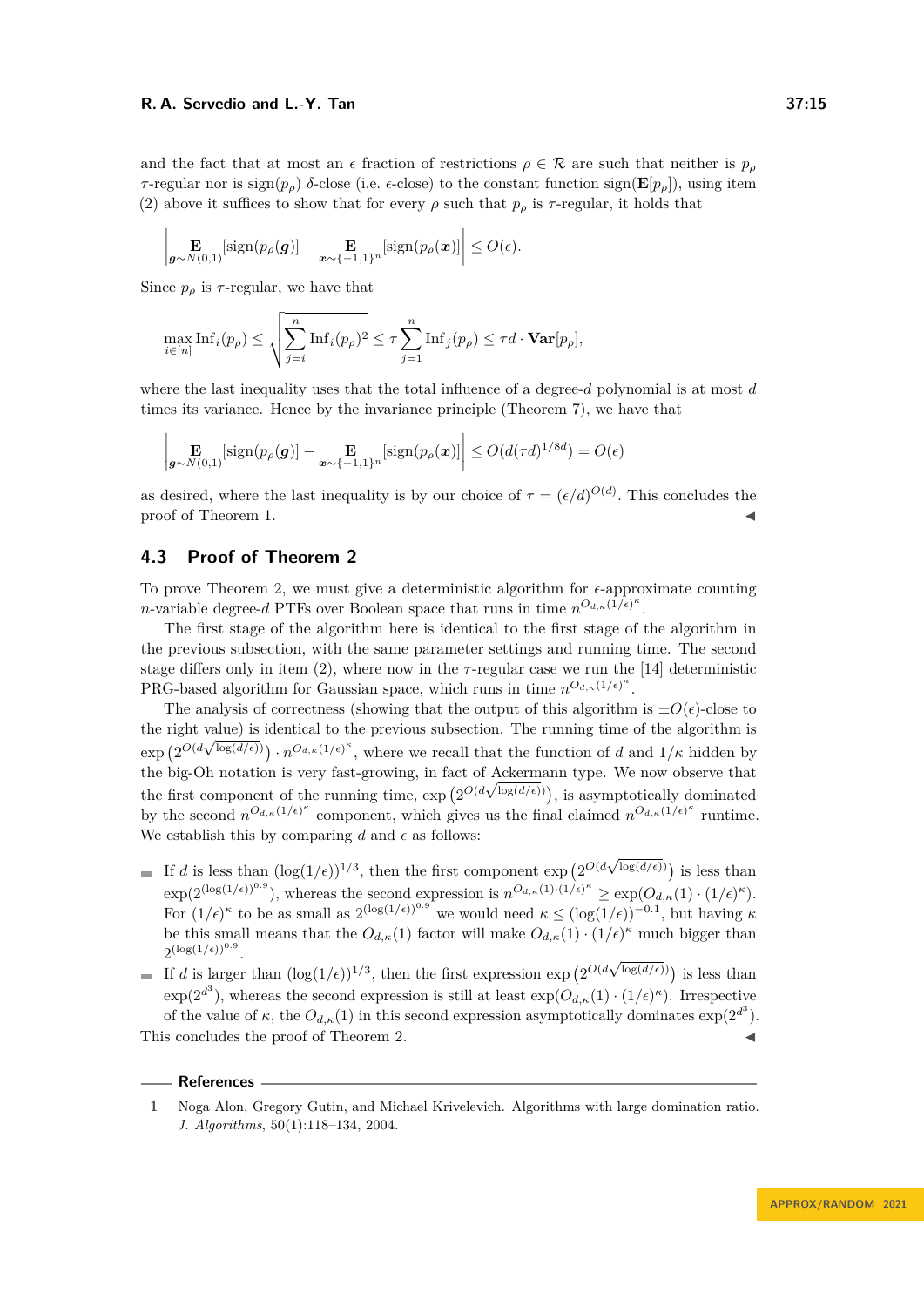and the fact that at most an $\epsilon$ fraction of restrictions $\rho \in \mathcal{R}$ are such that neither is $p_\rho$ $\tau$-regular nor is $\mathrm{sign}(p_\rho)$ $\delta$-close (i.e. $\epsilon$-close) to the constant function $\mathrm{sign}(\mathbf{E}[p_\rho])$, using item (2) above it suffices to show that for every $\rho$ such that $p_\rho$ is $\tau$-regular, it holds that

$$\left| \mathop{\mathbf{E}}_{\boldsymbol{g}\sim N(0,1)}[\mathrm{sign}(p_\rho(\boldsymbol{g})] - \mathop{\mathbf{E}}_{\boldsymbol{x}\sim\{-1,1\}^n}[\mathrm{sign}(p_\rho(\boldsymbol{x})]\right| \leq O(\epsilon).$$

Since $p_\rho$ is $\tau$-regular, we have that

$$\max_{i\in[n]} \mathrm{Inf}_i(p_\rho) \leq \sqrt{\sum_{j=i}^{n} \mathrm{Inf}_i(p_\rho)^2} \leq \tau \sum_{j=1}^{n} \mathrm{Inf}_j(p_\rho) \leq \tau d \cdot \mathbf{Var}[p_\rho],$$

where the last inequality uses that the total influence of a degree-$d$ polynomial is at most $d$ times its variance. Hence by the invariance principle (Theorem 7), we have that

$$\left| \mathop{\mathbf{E}}_{\boldsymbol{g}\sim N(0,1)}[\mathrm{sign}(p_\rho(\boldsymbol{g})] - \mathop{\mathbf{E}}_{\boldsymbol{x}\sim\{-1,1\}^n}[\mathrm{sign}(p_\rho(\boldsymbol{x})]\right| \leq O(d(\tau d)^{1/8d}) = O(\epsilon)$$

as desired, where the last inequality is by our choice of $\tau = (\epsilon/d)^{O(d)}$. This concludes the proof of Theorem 1. ◂

## 4.3 Proof of Theorem 2

To prove Theorem 2, we must give a deterministic algorithm for $\epsilon$-approximate counting $n$-variable degree-$d$ PTFs over Boolean space that runs in time $n^{O_{d,\kappa}(1/\epsilon)^\kappa}$.

The first stage of the algorithm here is identical to the first stage of the algorithm in the previous subsection, with the same parameter settings and running time. The second stage differs only in item (2), where now in the $\tau$-regular case we run the [14] deterministic PRG-based algorithm for Gaussian space, which runs in time $n^{O_{d,\kappa}(1/\epsilon)^\kappa}$.

The analysis of correctness (showing that the output of this algorithm is $\pm O(\epsilon)$-close to the right value) is identical to the previous subsection. The running time of the algorithm is $\exp\left(2^{O(d\sqrt{\log(d/\epsilon)})}\right) \cdot n^{O_{d,\kappa}(1/\epsilon)^\kappa}$, where we recall that the function of $d$ and $1/\kappa$ hidden by the big-Oh notation is very fast-growing, in fact of Ackermann type. We now observe that the first component of the running time, $\exp\left(2^{O(d\sqrt{\log(d/\epsilon)})}\right)$, is asymptotically dominated by the second $n^{O_{d,\kappa}(1/\epsilon)^\kappa}$ component, which gives us the final claimed $n^{O_{d,\kappa}(1/\epsilon)^\kappa}$ runtime. We establish this by comparing $d$ and $\epsilon$ as follows:

- If $d$ is less than $(\log(1/\epsilon))^{1/3}$, then the first component $\exp\left(2^{O(d\sqrt{\log(d/\epsilon)})}\right)$ is less than $\exp(2^{(\log(1/\epsilon))^{0.9}})$, whereas the second expression is $n^{O_{d,\kappa}(1)\cdot(1/\epsilon)^\kappa} \geq \exp(O_{d,\kappa}(1)\cdot(1/\epsilon)^\kappa)$. For $(1/\epsilon)^\kappa$ to be as small as $2^{(\log(1/\epsilon))^{0.9}}$ we would need $\kappa \leq (\log(1/\epsilon))^{-0.1}$, but having $\kappa$ be this small means that the $O_{d,\kappa}(1)$ factor will make $O_{d,\kappa}(1)\cdot(1/\epsilon)^\kappa$ much bigger than $2^{(\log(1/\epsilon))^{0.9}}$.
- If $d$ is larger than $(\log(1/\epsilon))^{1/3}$, then the first expression $\exp\left(2^{O(d\sqrt{\log(d/\epsilon)})}\right)$ is less than $\exp(2^{d^3})$, whereas the second expression is still at least $\exp(O_{d,\kappa}(1)\cdot(1/\epsilon)^\kappa)$. Irrespective of the value of $\kappa$, the $O_{d,\kappa}(1)$ in this second expression asymptotically dominates $\exp(2^{d^3})$.

This concludes the proof of Theorem 2. ◂

## References

1 Noga Alon, Gregory Gutin, and Michael Krivelevich. Algorithms with large domination ratio. *J. Algorithms*, 50(1):118–134, 2004.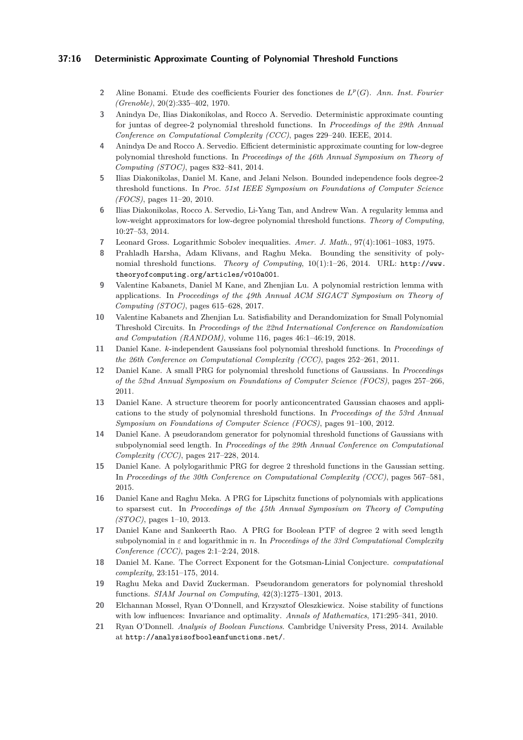2. Aline Bonami. Etude des coefficients Fourier des fonctiones de $L^p(G)$. *Ann. Inst. Fourier (Grenoble)*, 20(2):335–402, 1970.
3. Anindya De, Ilias Diakonikolas, and Rocco A. Servedio. Deterministic approximate counting for juntas of degree-2 polynomial threshold functions. In *Proceedings of the 29th Annual Conference on Computational Complexity (CCC)*, pages 229–240. IEEE, 2014.
4. Anindya De and Rocco A. Servedio. Efficient deterministic approximate counting for low-degree polynomial threshold functions. In *Proceedings of the 46th Annual Symposium on Theory of Computing (STOC)*, pages 832–841, 2014.
5. Ilias Diakonikolas, Daniel M. Kane, and Jelani Nelson. Bounded independence fools degree-2 threshold functions. In *Proc. 51st IEEE Symposium on Foundations of Computer Science (FOCS)*, pages 11–20, 2010.
6. Ilias Diakonikolas, Rocco A. Servedio, Li-Yang Tan, and Andrew Wan. A regularity lemma and low-weight approximators for low-degree polynomial threshold functions. *Theory of Computing*, 10:27–53, 2014.
7. Leonard Gross. Logarithmic Sobolev inequalities. *Amer. J. Math.*, 97(4):1061–1083, 1975.
8. Prahladh Harsha, Adam Klivans, and Raghu Meka. Bounding the sensitivity of polynomial threshold functions. *Theory of Computing*, 10(1):1–26, 2014. URL: http://www.theoryofcomputing.org/articles/v010a001.
9. Valentine Kabanets, Daniel M Kane, and Zhenjian Lu. A polynomial restriction lemma with applications. In *Proceedings of the 49th Annual ACM SIGACT Symposium on Theory of Computing (STOC)*, pages 615–628, 2017.
10. Valentine Kabanets and Zhenjian Lu. Satisfiability and Derandomization for Small Polynomial Threshold Circuits. In *Proceedings of the 22nd International Conference on Randomization and Computation (RANDOM)*, volume 116, pages 46:1–46:19, 2018.
11. Daniel Kane. *k*-independent Gaussians fool polynomial threshold functions. In *Proceedings of the 26th Conference on Computational Complexity (CCC)*, pages 252–261, 2011.
12. Daniel Kane. A small PRG for polynomial threshold functions of Gaussians. In *Proceedings of the 52nd Annual Symposium on Foundations of Computer Science (FOCS)*, pages 257–266, 2011.
13. Daniel Kane. A structure theorem for poorly anticoncentrated Gaussian chaoses and applications to the study of polynomial threshold functions. In *Proceedings of the 53rd Annual Symposium on Foundations of Computer Science (FOCS)*, pages 91–100, 2012.
14. Daniel Kane. A pseudorandom generator for polynomial threshold functions of Gaussians with subpolynomial seed length. In *Proceedings of the 29th Annual Conference on Computational Complexity (CCC)*, pages 217–228, 2014.
15. Daniel Kane. A polylogarithmic PRG for degree 2 threshold functions in the Gaussian setting. In *Proceedings of the 30th Conference on Computational Complexity (CCC)*, pages 567–581, 2015.
16. Daniel Kane and Raghu Meka. A PRG for Lipschitz functions of polynomials with applications to sparsest cut. In *Proceedings of the 45th Annual Symposium on Theory of Computing (STOC)*, pages 1–10, 2013.
17. Daniel Kane and Sankeerth Rao. A PRG for Boolean PTF of degree 2 with seed length subpolynomial in $\varepsilon$ and logarithmic in $n$. In *Proceedings of the 33rd Computational Complexity Conference (CCC)*, pages 2:1–2:24, 2018.
18. Daniel M. Kane. The Correct Exponent for the Gotsman-Linial Conjecture. *computational complexity*, 23:151–175, 2014.
19. Raghu Meka and David Zuckerman. Pseudorandom generators for polynomial threshold functions. *SIAM Journal on Computing*, 42(3):1275–1301, 2013.
20. Elchannan Mossel, Ryan O'Donnell, and Krzysztof Oleszkiewicz. Noise stability of functions with low influences: Invariance and optimality. *Annals of Mathematics*, 171:295–341, 2010.
21. Ryan O'Donnell. *Analysis of Boolean Functions*. Cambridge University Press, 2014. Available at http://analysisofbooleanfunctions.net/.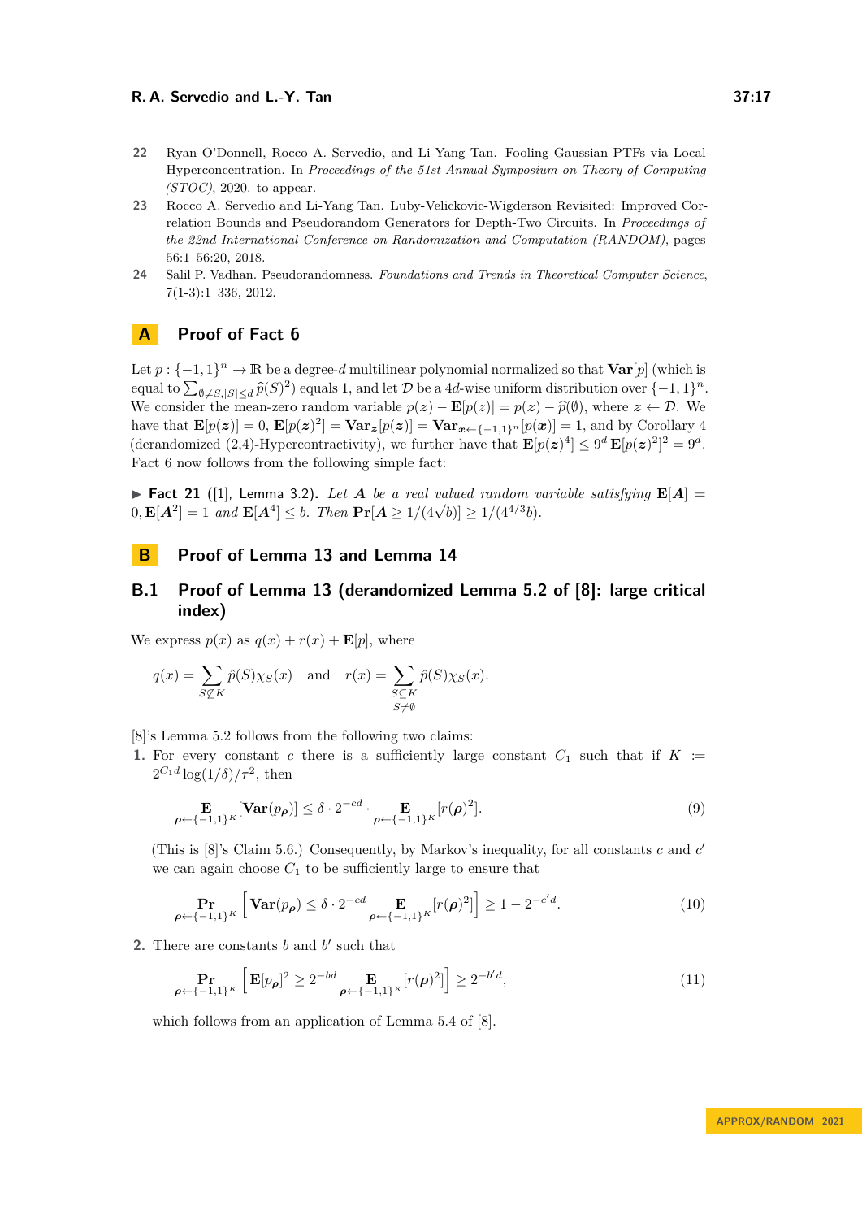**22** Ryan O'Donnell, Rocco A. Servedio, and Li-Yang Tan. Fooling Gaussian PTFs via Local Hyperconcentration. In *Proceedings of the 51st Annual Symposium on Theory of Computing (STOC)*, 2020. to appear.

**23** Rocco A. Servedio and Li-Yang Tan. Luby-Velickovic-Wigderson Revisited: Improved Correlation Bounds and Pseudorandom Generators for Depth-Two Circuits. In *Proceedings of the 22nd International Conference on Randomization and Computation (RANDOM)*, pages 56:1–56:20, 2018.

**24** Salil P. Vadhan. Pseudorandomness. *Foundations and Trends in Theoretical Computer Science*, 7(1-3):1–336, 2012.

# A Proof of Fact 6

Let $p : \{-1,1\}^n \to \mathbb{R}$ be a degree-$d$ multilinear polynomial normalized so that $\mathbf{Var}[p]$ (which is equal to $\sum_{\emptyset \neq S, |S| \leq d} \widehat{p}(S)^2$) equals 1, and let $\mathcal{D}$ be a $4d$-wise uniform distribution over $\{-1,1\}^n$. We consider the mean-zero random variable $p(\boldsymbol{z}) - \mathbf{E}[p(z)] = p(\boldsymbol{z}) - \widehat{p}(\emptyset)$, where $\boldsymbol{z} \leftarrow \mathcal{D}$. We have that $\mathbf{E}[p(\boldsymbol{z})] = 0$, $\mathbf{E}[p(\boldsymbol{z})^2] = \mathbf{Var}_{\boldsymbol{z}}[p(\boldsymbol{z})] = \mathbf{Var}_{\boldsymbol{x} \leftarrow \{-1,1\}^n}[p(\boldsymbol{x})] = 1$, and by Corollary 4 (derandomized (2,4)-Hypercontractivity), we further have that $\mathbf{E}[p(\boldsymbol{z})^4] \leq 9^d\, \mathbf{E}[p(\boldsymbol{z})^2]^2 = 9^d$. Fact 6 now follows from the following simple fact:

▶ **Fact 21** ([1], Lemma 3.2). *Let $\boldsymbol{A}$ be a real valued random variable satisfying $\mathbf{E}[\boldsymbol{A}] = 0, \mathbf{E}[\boldsymbol{A}^2] = 1$ and $\mathbf{E}[\boldsymbol{A}^4] \leq b$. Then $\mathbf{Pr}[\boldsymbol{A} \geq 1/(4\sqrt{b})] \geq 1/(4^{4/3}b)$.*

# B Proof of Lemma 13 and Lemma 14

## B.1 Proof of Lemma 13 (derandomized Lemma 5.2 of [8]: large critical index)

We express $p(x)$ as $q(x) + r(x) + \mathbf{E}[p]$, where

$$q(x) = \sum_{S \not\subseteq K} \hat{p}(S)\chi_S(x) \quad \text{and} \quad r(x) = \sum_{\substack{S \subseteq K \\ S \neq \emptyset}} \hat{p}(S)\chi_S(x).$$

[8]'s Lemma 5.2 follows from the following two claims:

1. For every constant $c$ there is a sufficiently large constant $C_1$ such that if $K := 2^{C_1 d}\log(1/\delta)/\tau^2$, then

$$\mathop{\mathbf{E}}_{\boldsymbol{\rho} \leftarrow \{-1,1\}^K}[\mathbf{Var}(p_{\boldsymbol{\rho}})] \leq \delta \cdot 2^{-cd} \cdot \mathop{\mathbf{E}}_{\boldsymbol{\rho} \leftarrow \{-1,1\}^K}[r(\boldsymbol{\rho})^2]. \tag{9}$$

   (This is [8]'s Claim 5.6.) Consequently, by Markov's inequality, for all constants $c$ and $c'$ we can again choose $C_1$ to be sufficiently large to ensure that

$$\mathop{\mathbf{Pr}}_{\boldsymbol{\rho} \leftarrow \{-1,1\}^K}\left[\mathbf{Var}(p_{\boldsymbol{\rho}}) \leq \delta \cdot 2^{-cd} \mathop{\mathbf{E}}_{\boldsymbol{\rho} \leftarrow \{-1,1\}^K}[r(\boldsymbol{\rho})^2]\right] \geq 1 - 2^{-c'd}. \tag{10}$$

2. There are constants $b$ and $b'$ such that

$$\mathop{\mathbf{Pr}}_{\boldsymbol{\rho} \leftarrow \{-1,1\}^K}\left[\mathbf{E}[p_{\boldsymbol{\rho}}]^2 \geq 2^{-bd} \mathop{\mathbf{E}}_{\boldsymbol{\rho} \leftarrow \{-1,1\}^K}[r(\boldsymbol{\rho})^2]\right] \geq 2^{-b'd}, \tag{11}$$

   which follows from an application of Lemma 5.4 of [8].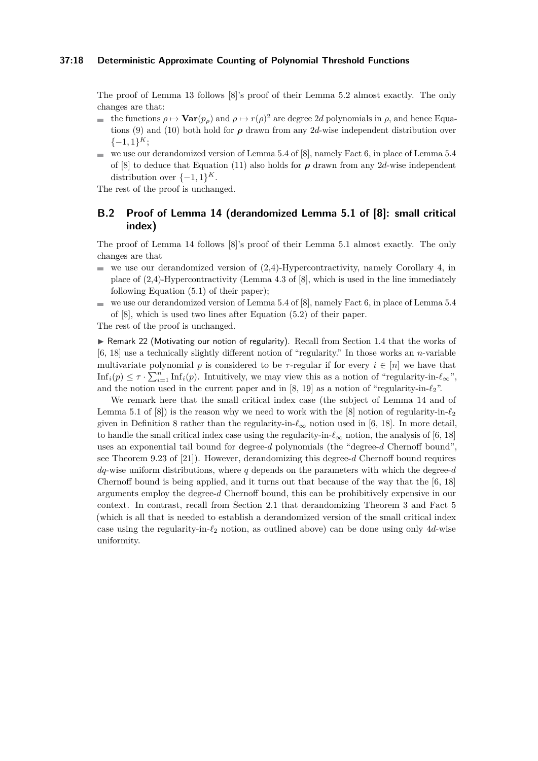The proof of Lemma 13 follows [8]'s proof of their Lemma 5.2 almost exactly. The only changes are that:

- the functions $\rho \mapsto \mathbf{Var}(p_\rho)$ and $\rho \mapsto r(\rho)^2$ are degree $2d$ polynomials in $\rho$, and hence Equations (9) and (10) both hold for $\boldsymbol{\rho}$ drawn from any $2d$-wise independent distribution over $\{-1,1\}^K$;
- we use our derandomized version of Lemma 5.4 of [8], namely Fact 6, in place of Lemma 5.4 of [8] to deduce that Equation (11) also holds for $\boldsymbol{\rho}$ drawn from any $2d$-wise independent distribution over $\{-1,1\}^K$.

The rest of the proof is unchanged.

## B.2 Proof of Lemma 14 (derandomized Lemma 5.1 of [8]: small critical index)

The proof of Lemma 14 follows [8]'s proof of their Lemma 5.1 almost exactly. The only changes are that

- we use our derandomized version of (2,4)-Hypercontractivity, namely Corollary 4, in place of (2,4)-Hypercontractivity (Lemma 4.3 of [8], which is used in the line immediately following Equation (5.1) of their paper);
- we use our derandomized version of Lemma 5.4 of [8], namely Fact 6, in place of Lemma 5.4 of [8], which is used two lines after Equation (5.2) of their paper.

The rest of the proof is unchanged.

▶ Remark 22 (Motivating our notion of regularity). Recall from Section 1.4 that the works of [6, 18] use a technically slightly different notion of "regularity." In those works an $n$-variable multivariate polynomial $p$ is considered to be $\tau$-regular if for every $i \in [n]$ we have that $\mathrm{Inf}_i(p) \le \tau \cdot \sum_{i=1}^n \mathrm{Inf}_i(p)$. Intuitively, we may view this as a notion of "regularity-in-$\ell_\infty$", and the notion used in the current paper and in [8, 19] as a notion of "regularity-in-$\ell_2$".

We remark here that the small critical index case (the subject of Lemma 14 and of Lemma 5.1 of [8]) is the reason why we need to work with the [8] notion of regularity-in-$\ell_2$ given in Definition 8 rather than the regularity-in-$\ell_\infty$ notion used in [6, 18]. In more detail, to handle the small critical index case using the regularity-in-$\ell_\infty$ notion, the analysis of [6, 18] uses an exponential tail bound for degree-$d$ polynomials (the "degree-$d$ Chernoff bound", see Theorem 9.23 of [21]). However, derandomizing this degree-$d$ Chernoff bound requires $dq$-wise uniform distributions, where $q$ depends on the parameters with which the degree-$d$ Chernoff bound is being applied, and it turns out that because of the way that the [6, 18] arguments employ the degree-$d$ Chernoff bound, this can be prohibitively expensive in our context. In contrast, recall from Section 2.1 that derandomizing Theorem 3 and Fact 5 (which is all that is needed to establish a derandomized version of the small critical index case using the regularity-in-$\ell_2$ notion, as outlined above) can be done using only $4d$-wise uniformity.